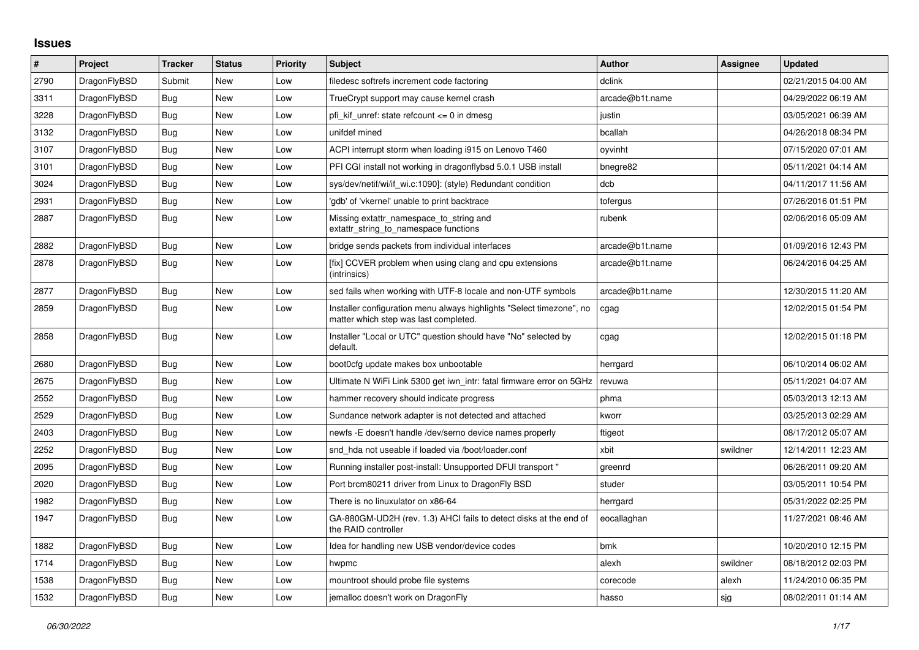## Issues

| # | Project | Tracker | Status | Priority | Subject | Author | Assignee | Updated |
|---|---|---|---|---|---|---|---|---|
| 2790 | DragonFlyBSD | Submit | New | Low | filedesc softrefs increment code factoring | dclink | | 02/21/2015 04:00 AM |
| 3311 | DragonFlyBSD | Bug | New | Low | TrueCrypt support may cause kernel crash | arcade@b1t.name | | 04/29/2022 06:19 AM |
| 3228 | DragonFlyBSD | Bug | New | Low | pfi_kif_unref: state refcount <= 0 in dmesg | justin | | 03/05/2021 06:39 AM |
| 3132 | DragonFlyBSD | Bug | New | Low | unifdef mined | bcallah | | 04/26/2018 08:34 PM |
| 3107 | DragonFlyBSD | Bug | New | Low | ACPI interrupt storm when loading i915 on Lenovo T460 | oyvinht | | 07/15/2020 07:01 AM |
| 3101 | DragonFlyBSD | Bug | New | Low | PFI CGI install not working in dragonflybsd 5.0.1 USB install | bnegre82 | | 05/11/2021 04:14 AM |
| 3024 | DragonFlyBSD | Bug | New | Low | sys/dev/netif/wi/if_wi.c:1090]: (style) Redundant condition | dcb | | 04/11/2017 11:56 AM |
| 2931 | DragonFlyBSD | Bug | New | Low | 'gdb' of 'vkernel' unable to print backtrace | tofergus | | 07/26/2016 01:51 PM |
| 2887 | DragonFlyBSD | Bug | New | Low | Missing extattr_namespace_to_string and extattr_string_to_namespace functions | rubenk | | 02/06/2016 05:09 AM |
| 2882 | DragonFlyBSD | Bug | New | Low | bridge sends packets from individual interfaces | arcade@b1t.name | | 01/09/2016 12:43 PM |
| 2878 | DragonFlyBSD | Bug | New | Low | [fix] CCVER problem when using clang and cpu extensions (intrinsics) | arcade@b1t.name | | 06/24/2016 04:25 AM |
| 2877 | DragonFlyBSD | Bug | New | Low | sed fails when working with UTF-8 locale and non-UTF symbols | arcade@b1t.name | | 12/30/2015 11:20 AM |
| 2859 | DragonFlyBSD | Bug | New | Low | Installer configuration menu always highlights "Select timezone", no matter which step was last completed. | cgag | | 12/02/2015 01:54 PM |
| 2858 | DragonFlyBSD | Bug | New | Low | Installer "Local or UTC" question should have "No" selected by default. | cgag | | 12/02/2015 01:18 PM |
| 2680 | DragonFlyBSD | Bug | New | Low | boot0cfg update makes box unbootable | herrgard | | 06/10/2014 06:02 AM |
| 2675 | DragonFlyBSD | Bug | New | Low | Ultimate N WiFi Link 5300 get iwn_intr: fatal firmware error on 5GHz | revuwa | | 05/11/2021 04:07 AM |
| 2552 | DragonFlyBSD | Bug | New | Low | hammer recovery should indicate progress | phma | | 05/03/2013 12:13 AM |
| 2529 | DragonFlyBSD | Bug | New | Low | Sundance network adapter is not detected and attached | kworr | | 03/25/2013 02:29 AM |
| 2403 | DragonFlyBSD | Bug | New | Low | newfs -E doesn't handle /dev/serno device names properly | ftigeot | | 08/17/2012 05:07 AM |
| 2252 | DragonFlyBSD | Bug | New | Low | snd_hda not useable if loaded via /boot/loader.conf | xbit | swildner | 12/14/2011 12:23 AM |
| 2095 | DragonFlyBSD | Bug | New | Low | Running installer post-install: Unsupported DFUI transport " | greenrd | | 06/26/2011 09:20 AM |
| 2020 | DragonFlyBSD | Bug | New | Low | Port brcm80211 driver from Linux to DragonFly BSD | studer | | 03/05/2011 10:54 PM |
| 1982 | DragonFlyBSD | Bug | New | Low | There is no linuxulator on x86-64 | herrgard | | 05/31/2022 02:25 PM |
| 1947 | DragonFlyBSD | Bug | New | Low | GA-880GM-UD2H (rev. 1.3) AHCI fails to detect disks at the end of the RAID controller | eocallaghan | | 11/27/2021 08:46 AM |
| 1882 | DragonFlyBSD | Bug | New | Low | Idea for handling new USB vendor/device codes | bmk | | 10/20/2010 12:15 PM |
| 1714 | DragonFlyBSD | Bug | New | Low | hwpmc | alexh | swildner | 08/18/2012 02:03 PM |
| 1538 | DragonFlyBSD | Bug | New | Low | mountroot should probe file systems | corecode | alexh | 11/24/2010 06:35 PM |
| 1532 | DragonFlyBSD | Bug | New | Low | jemalloc doesn't work on DragonFly | hasso | sjg | 08/02/2011 01:14 AM |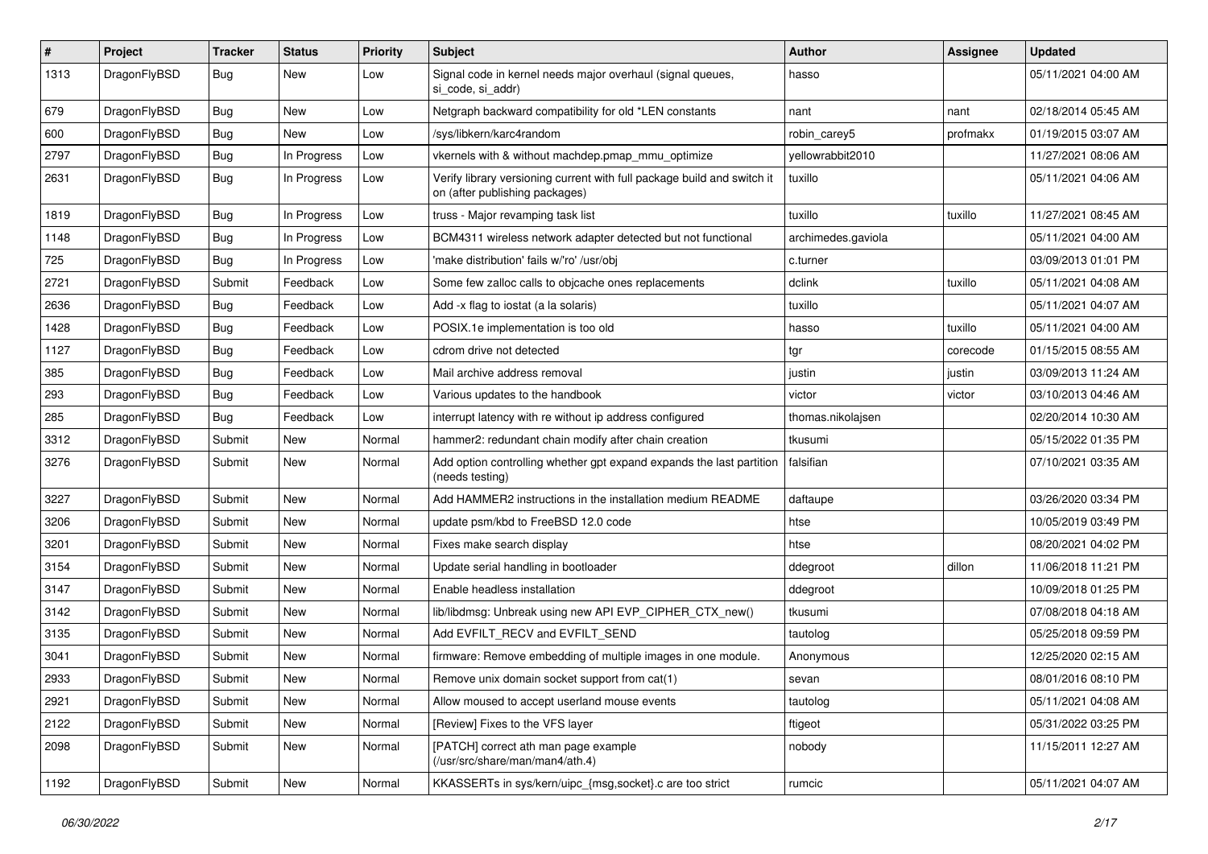| # | Project | Tracker | Status | Priority | Subject | Author | Assignee | Updated |
|---|---|---|---|---|---|---|---|---|
| 1313 | DragonFlyBSD | Bug | New | Low | Signal code in kernel needs major overhaul (signal queues, si_code, si_addr) | hasso | | 05/11/2021 04:00 AM |
| 679 | DragonFlyBSD | Bug | New | Low | Netgraph backward compatibility for old *LEN constants | nant | nant | 02/18/2014 05:45 AM |
| 600 | DragonFlyBSD | Bug | New | Low | /sys/libkern/karc4random | robin_carey5 | profmakx | 01/19/2015 03:07 AM |
| 2797 | DragonFlyBSD | Bug | In Progress | Low | vkernels with & without machdep.pmap_mmu_optimize | yellowrabbit2010 | | 11/27/2021 08:06 AM |
| 2631 | DragonFlyBSD | Bug | In Progress | Low | Verify library versioning current with full package build and switch it on (after publishing packages) | tuxillo | | 05/11/2021 04:06 AM |
| 1819 | DragonFlyBSD | Bug | In Progress | Low | truss - Major revamping task list | tuxillo | tuxillo | 11/27/2021 08:45 AM |
| 1148 | DragonFlyBSD | Bug | In Progress | Low | BCM4311 wireless network adapter detected but not functional | archimedes.gaviola | | 05/11/2021 04:00 AM |
| 725 | DragonFlyBSD | Bug | In Progress | Low | 'make distribution' fails w/'ro' /usr/obj | c.turner | | 03/09/2013 01:01 PM |
| 2721 | DragonFlyBSD | Submit | Feedback | Low | Some few zalloc calls to objcache ones replacements | dclink | tuxillo | 05/11/2021 04:08 AM |
| 2636 | DragonFlyBSD | Bug | Feedback | Low | Add -x flag to iostat (a la solaris) | tuxillo | | 05/11/2021 04:07 AM |
| 1428 | DragonFlyBSD | Bug | Feedback | Low | POSIX.1e implementation is too old | hasso | tuxillo | 05/11/2021 04:00 AM |
| 1127 | DragonFlyBSD | Bug | Feedback | Low | cdrom drive not detected | tgr | corecode | 01/15/2015 08:55 AM |
| 385 | DragonFlyBSD | Bug | Feedback | Low | Mail archive address removal | justin | justin | 03/09/2013 11:24 AM |
| 293 | DragonFlyBSD | Bug | Feedback | Low | Various updates to the handbook | victor | victor | 03/10/2013 04:46 AM |
| 285 | DragonFlyBSD | Bug | Feedback | Low | interrupt latency with re without ip address configured | thomas.nikolajsen | | 02/20/2014 10:30 AM |
| 3312 | DragonFlyBSD | Submit | New | Normal | hammer2: redundant chain modify after chain creation | tkusumi | | 05/15/2022 01:35 PM |
| 3276 | DragonFlyBSD | Submit | New | Normal | Add option controlling whether gpt expand expands the last partition (needs testing) | falsifian | | 07/10/2021 03:35 AM |
| 3227 | DragonFlyBSD | Submit | New | Normal | Add HAMMER2 instructions in the installation medium README | daftaupe | | 03/26/2020 03:34 PM |
| 3206 | DragonFlyBSD | Submit | New | Normal | update psm/kbd to FreeBSD 12.0 code | htse | | 10/05/2019 03:49 PM |
| 3201 | DragonFlyBSD | Submit | New | Normal | Fixes make search display | htse | | 08/20/2021 04:02 PM |
| 3154 | DragonFlyBSD | Submit | New | Normal | Update serial handling in bootloader | ddegroot | dillon | 11/06/2018 11:21 PM |
| 3147 | DragonFlyBSD | Submit | New | Normal | Enable headless installation | ddegroot | | 10/09/2018 01:25 PM |
| 3142 | DragonFlyBSD | Submit | New | Normal | lib/libdmsg: Unbreak using new API EVP_CIPHER_CTX_new() | tkusumi | | 07/08/2018 04:18 AM |
| 3135 | DragonFlyBSD | Submit | New | Normal | Add EVFILT_RECV and EVFILT_SEND | tautolog | | 05/25/2018 09:59 PM |
| 3041 | DragonFlyBSD | Submit | New | Normal | firmware: Remove embedding of multiple images in one module. | Anonymous | | 12/25/2020 02:15 AM |
| 2933 | DragonFlyBSD | Submit | New | Normal | Remove unix domain socket support from cat(1) | sevan | | 08/01/2016 08:10 PM |
| 2921 | DragonFlyBSD | Submit | New | Normal | Allow moused to accept userland mouse events | tautolog | | 05/11/2021 04:08 AM |
| 2122 | DragonFlyBSD | Submit | New | Normal | [Review] Fixes to the VFS layer | ftigeot | | 05/31/2022 03:25 PM |
| 2098 | DragonFlyBSD | Submit | New | Normal | [PATCH] correct ath man page example (/usr/src/share/man/man4/ath.4) | nobody | | 11/15/2011 12:27 AM |
| 1192 | DragonFlyBSD | Submit | New | Normal | KKASSERTs in sys/kern/uipc_{msg,socket}.c are too strict | rumcic | | 05/11/2021 04:07 AM |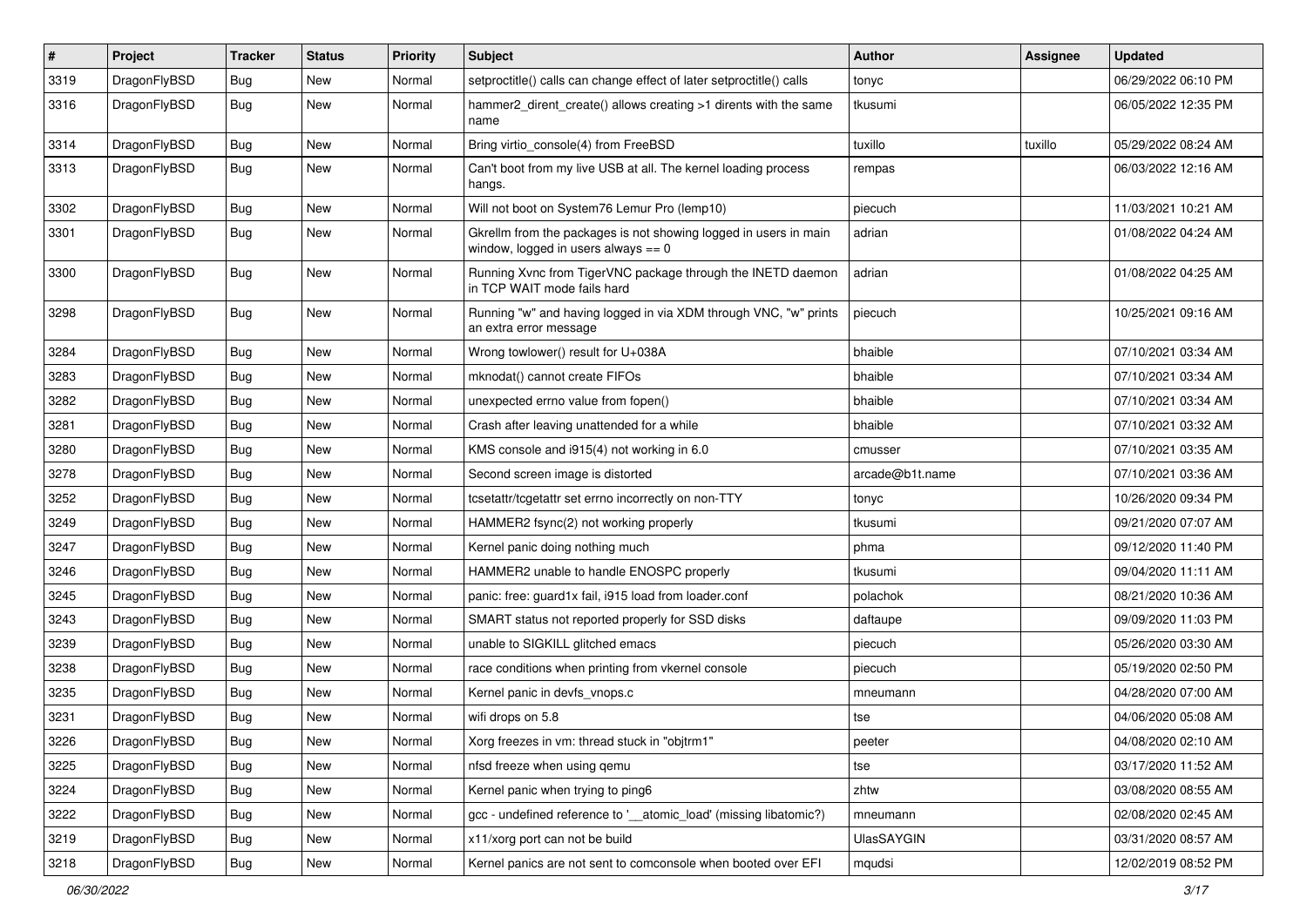| # | Project | Tracker | Status | Priority | Subject | Author | Assignee | Updated |
|---|---|---|---|---|---|---|---|---|
| 3319 | DragonFlyBSD | Bug | New | Normal | setproctitle() calls can change effect of later setproctitle() calls | tonyc | | 06/29/2022 06:10 PM |
| 3316 | DragonFlyBSD | Bug | New | Normal | hammer2_dirent_create() allows creating >1 dirents with the same name | tkusumi | | 06/05/2022 12:35 PM |
| 3314 | DragonFlyBSD | Bug | New | Normal | Bring virtio_console(4) from FreeBSD | tuxillo | tuxillo | 05/29/2022 08:24 AM |
| 3313 | DragonFlyBSD | Bug | New | Normal | Can't boot from my live USB at all. The kernel loading process hangs. | rempas | | 06/03/2022 12:16 AM |
| 3302 | DragonFlyBSD | Bug | New | Normal | Will not boot on System76 Lemur Pro (lemp10) | piecuch | | 11/03/2021 10:21 AM |
| 3301 | DragonFlyBSD | Bug | New | Normal | Gkrellm from the packages is not showing logged in users in main window, logged in users always == 0 | adrian | | 01/08/2022 04:24 AM |
| 3300 | DragonFlyBSD | Bug | New | Normal | Running Xvnc from TigerVNC package through the INETD daemon in TCP WAIT mode fails hard | adrian | | 01/08/2022 04:25 AM |
| 3298 | DragonFlyBSD | Bug | New | Normal | Running "w" and having logged in via XDM through VNC, "w" prints an extra error message | piecuch | | 10/25/2021 09:16 AM |
| 3284 | DragonFlyBSD | Bug | New | Normal | Wrong towlower() result for U+038A | bhaible | | 07/10/2021 03:34 AM |
| 3283 | DragonFlyBSD | Bug | New | Normal | mknodat() cannot create FIFOs | bhaible | | 07/10/2021 03:34 AM |
| 3282 | DragonFlyBSD | Bug | New | Normal | unexpected errno value from fopen() | bhaible | | 07/10/2021 03:34 AM |
| 3281 | DragonFlyBSD | Bug | New | Normal | Crash after leaving unattended for a while | bhaible | | 07/10/2021 03:32 AM |
| 3280 | DragonFlyBSD | Bug | New | Normal | KMS console and i915(4) not working in 6.0 | cmusser | | 07/10/2021 03:35 AM |
| 3278 | DragonFlyBSD | Bug | New | Normal | Second screen image is distorted | arcade@b1t.name | | 07/10/2021 03:36 AM |
| 3252 | DragonFlyBSD | Bug | New | Normal | tcsetattr/tcgetattr set errno incorrectly on non-TTY | tonyc | | 10/26/2020 09:34 PM |
| 3249 | DragonFlyBSD | Bug | New | Normal | HAMMER2 fsync(2) not working properly | tkusumi | | 09/21/2020 07:07 AM |
| 3247 | DragonFlyBSD | Bug | New | Normal | Kernel panic doing nothing much | phma | | 09/12/2020 11:40 PM |
| 3246 | DragonFlyBSD | Bug | New | Normal | HAMMER2 unable to handle ENOSPC properly | tkusumi | | 09/04/2020 11:11 AM |
| 3245 | DragonFlyBSD | Bug | New | Normal | panic: free: guard1x fail, i915 load from loader.conf | polachok | | 08/21/2020 10:36 AM |
| 3243 | DragonFlyBSD | Bug | New | Normal | SMART status not reported properly for SSD disks | daftaupe | | 09/09/2020 11:03 PM |
| 3239 | DragonFlyBSD | Bug | New | Normal | unable to SIGKILL glitched emacs | piecuch | | 05/26/2020 03:30 AM |
| 3238 | DragonFlyBSD | Bug | New | Normal | race conditions when printing from vkernel console | piecuch | | 05/19/2020 02:50 PM |
| 3235 | DragonFlyBSD | Bug | New | Normal | Kernel panic in devfs_vnops.c | mneumann | | 04/28/2020 07:00 AM |
| 3231 | DragonFlyBSD | Bug | New | Normal | wifi drops on 5.8 | tse | | 04/06/2020 05:08 AM |
| 3226 | DragonFlyBSD | Bug | New | Normal | Xorg freezes in vm: thread stuck in "objtrm1" | peeter | | 04/08/2020 02:10 AM |
| 3225 | DragonFlyBSD | Bug | New | Normal | nfsd freeze when using qemu | tse | | 03/17/2020 11:52 AM |
| 3224 | DragonFlyBSD | Bug | New | Normal | Kernel panic when trying to ping6 | zhtw | | 03/08/2020 08:55 AM |
| 3222 | DragonFlyBSD | Bug | New | Normal | gcc - undefined reference to '__atomic_load' (missing libatomic?) | mneumann | | 02/08/2020 02:45 AM |
| 3219 | DragonFlyBSD | Bug | New | Normal | x11/xorg port can not be build | UlasSAYGIN | | 03/31/2020 08:57 AM |
| 3218 | DragonFlyBSD | Bug | New | Normal | Kernel panics are not sent to comconsole when booted over EFI | mqudsi | | 12/02/2019 08:52 PM |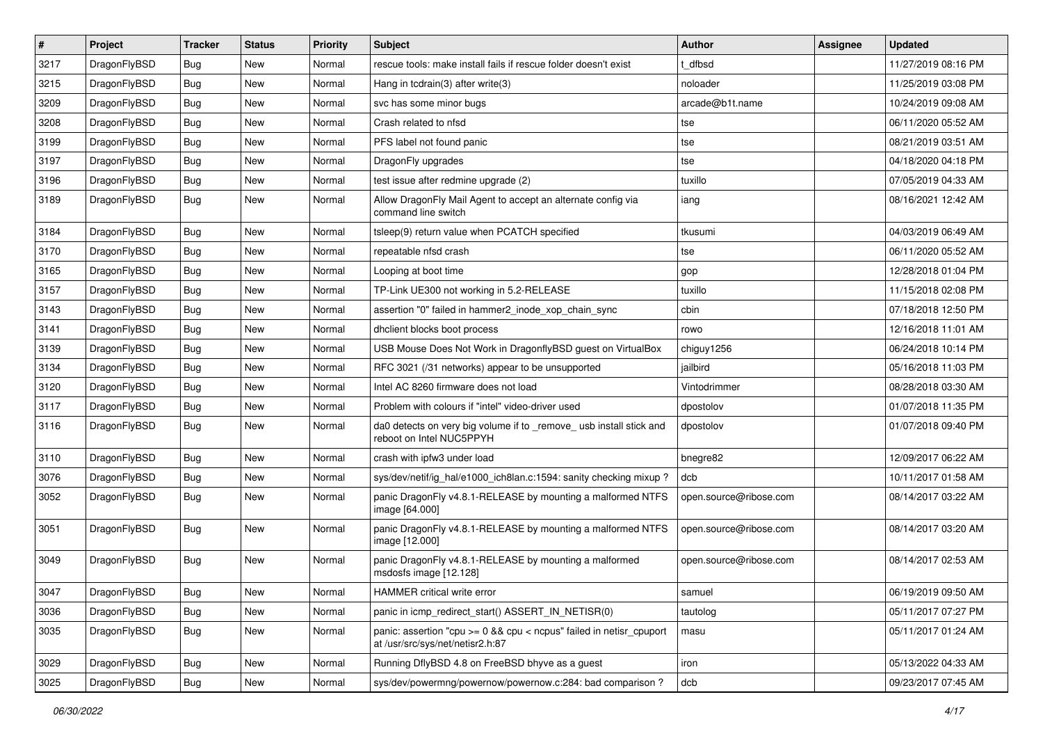| # | Project | Tracker | Status | Priority | Subject | Author | Assignee | Updated |
|---|---|---|---|---|---|---|---|---|
| 3217 | DragonFlyBSD | Bug | New | Normal | rescue tools: make install fails if rescue folder doesn't exist | t_dfbsd | | 11/27/2019 08:16 PM |
| 3215 | DragonFlyBSD | Bug | New | Normal | Hang in tcdrain(3) after write(3) | noloader | | 11/25/2019 03:08 PM |
| 3209 | DragonFlyBSD | Bug | New | Normal | svc has some minor bugs | arcade@b1t.name | | 10/24/2019 09:08 AM |
| 3208 | DragonFlyBSD | Bug | New | Normal | Crash related to nfsd | tse | | 06/11/2020 05:52 AM |
| 3199 | DragonFlyBSD | Bug | New | Normal | PFS label not found panic | tse | | 08/21/2019 03:51 AM |
| 3197 | DragonFlyBSD | Bug | New | Normal | DragonFly upgrades | tse | | 04/18/2020 04:18 PM |
| 3196 | DragonFlyBSD | Bug | New | Normal | test issue after redmine upgrade (2) | tuxillo | | 07/05/2019 04:33 AM |
| 3189 | DragonFlyBSD | Bug | New | Normal | Allow DragonFly Mail Agent to accept an alternate config via command line switch | iang | | 08/16/2021 12:42 AM |
| 3184 | DragonFlyBSD | Bug | New | Normal | tsleep(9) return value when PCATCH specified | tkusumi | | 04/03/2019 06:49 AM |
| 3170 | DragonFlyBSD | Bug | New | Normal | repeatable nfsd crash | tse | | 06/11/2020 05:52 AM |
| 3165 | DragonFlyBSD | Bug | New | Normal | Looping at boot time | gop | | 12/28/2018 01:04 PM |
| 3157 | DragonFlyBSD | Bug | New | Normal | TP-Link UE300 not working in 5.2-RELEASE | tuxillo | | 11/15/2018 02:08 PM |
| 3143 | DragonFlyBSD | Bug | New | Normal | assertion "0" failed in hammer2_inode_xop_chain_sync | cbin | | 07/18/2018 12:50 PM |
| 3141 | DragonFlyBSD | Bug | New | Normal | dhclient blocks boot process | rowo | | 12/16/2018 11:01 AM |
| 3139 | DragonFlyBSD | Bug | New | Normal | USB Mouse Does Not Work in DragonflyBSD guest on VirtualBox | chiguy1256 | | 06/24/2018 10:14 PM |
| 3134 | DragonFlyBSD | Bug | New | Normal | RFC 3021 (/31 networks) appear to be unsupported | jailbird | | 05/16/2018 11:03 PM |
| 3120 | DragonFlyBSD | Bug | New | Normal | Intel AC 8260 firmware does not load | Vintodrimmer | | 08/28/2018 03:30 AM |
| 3117 | DragonFlyBSD | Bug | New | Normal | Problem with colours if "intel" video-driver used | dpostolov | | 01/07/2018 11:35 PM |
| 3116 | DragonFlyBSD | Bug | New | Normal | da0 detects on very big volume if to _remove_ usb install stick and reboot on Intel NUC5PPYH | dpostolov | | 01/07/2018 09:40 PM |
| 3110 | DragonFlyBSD | Bug | New | Normal | crash with ipfw3 under load | bnegre82 | | 12/09/2017 06:22 AM |
| 3076 | DragonFlyBSD | Bug | New | Normal | sys/dev/netif/ig_hal/e1000_ich8lan.c:1594: sanity checking mixup ? | dcb | | 10/11/2017 01:58 AM |
| 3052 | DragonFlyBSD | Bug | New | Normal | panic DragonFly v4.8.1-RELEASE by mounting a malformed NTFS image [64.000] | open.source@ribose.com | | 08/14/2017 03:22 AM |
| 3051 | DragonFlyBSD | Bug | New | Normal | panic DragonFly v4.8.1-RELEASE by mounting a malformed NTFS image [12.000] | open.source@ribose.com | | 08/14/2017 03:20 AM |
| 3049 | DragonFlyBSD | Bug | New | Normal | panic DragonFly v4.8.1-RELEASE by mounting a malformed msdosfs image [12.128] | open.source@ribose.com | | 08/14/2017 02:53 AM |
| 3047 | DragonFlyBSD | Bug | New | Normal | HAMMER critical write error | samuel | | 06/19/2019 09:50 AM |
| 3036 | DragonFlyBSD | Bug | New | Normal | panic in icmp_redirect_start() ASSERT_IN_NETISR(0) | tautolog | | 05/11/2017 07:27 PM |
| 3035 | DragonFlyBSD | Bug | New | Normal | panic: assertion "cpu >= 0 && cpu < ncpus" failed in netisr_cpuport at /usr/src/sys/net/netisr2.h:87 | masu | | 05/11/2017 01:24 AM |
| 3029 | DragonFlyBSD | Bug | New | Normal | Running DflyBSD 4.8 on FreeBSD bhyve as a guest | iron | | 05/13/2022 04:33 AM |
| 3025 | DragonFlyBSD | Bug | New | Normal | sys/dev/powermng/powernow/powernow.c:284: bad comparison ? | dcb | | 09/23/2017 07:45 AM |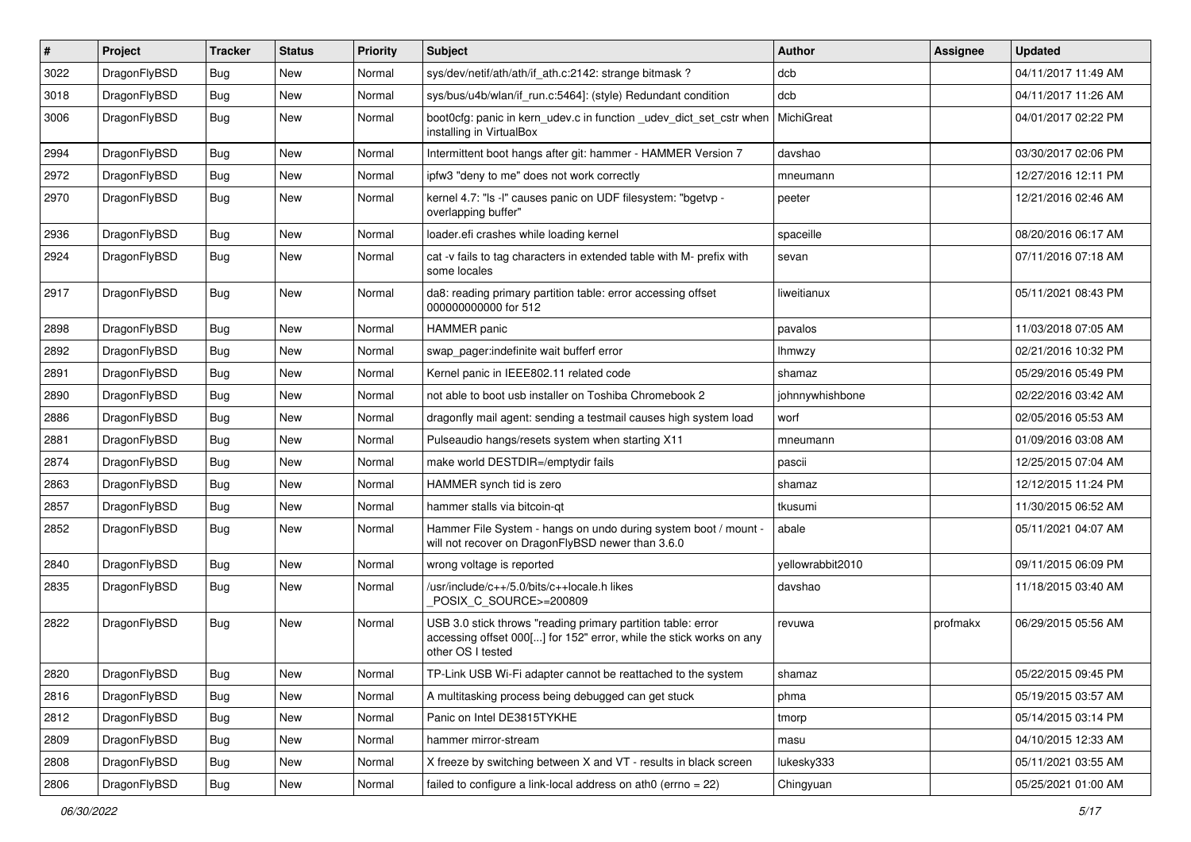| # | Project | Tracker | Status | Priority | Subject | Author | Assignee | Updated |
|---|---|---|---|---|---|---|---|---|
| 3022 | DragonFlyBSD | Bug | New | Normal | sys/dev/netif/ath/ath/if_ath.c:2142: strange bitmask ? | dcb | | 04/11/2017 11:49 AM |
| 3018 | DragonFlyBSD | Bug | New | Normal | sys/bus/u4b/wlan/if_run.c:5464]: (style) Redundant condition | dcb | | 04/11/2017 11:26 AM |
| 3006 | DragonFlyBSD | Bug | New | Normal | boot0cfg: panic in kern_udev.c in function _udev_dict_set_cstr when installing in VirtualBox | MichiGreat | | 04/01/2017 02:22 PM |
| 2994 | DragonFlyBSD | Bug | New | Normal | Intermittent boot hangs after git: hammer - HAMMER Version 7 | davshao | | 03/30/2017 02:06 PM |
| 2972 | DragonFlyBSD | Bug | New | Normal | ipfw3 "deny to me" does not work correctly | mneumann | | 12/27/2016 12:11 PM |
| 2970 | DragonFlyBSD | Bug | New | Normal | kernel 4.7: "ls -l" causes panic on UDF filesystem: "bgetvp - overlapping buffer" | peeter | | 12/21/2016 02:46 AM |
| 2936 | DragonFlyBSD | Bug | New | Normal | loader.efi crashes while loading kernel | spaceille | | 08/20/2016 06:17 AM |
| 2924 | DragonFlyBSD | Bug | New | Normal | cat -v fails to tag characters in extended table with M- prefix with some locales | sevan | | 07/11/2016 07:18 AM |
| 2917 | DragonFlyBSD | Bug | New | Normal | da8: reading primary partition table: error accessing offset 000000000000 for 512 | liweitianux | | 05/11/2021 08:43 PM |
| 2898 | DragonFlyBSD | Bug | New | Normal | HAMMER panic | pavalos | | 11/03/2018 07:05 AM |
| 2892 | DragonFlyBSD | Bug | New | Normal | swap_pager:indefinite wait bufferf error | lhmwzy | | 02/21/2016 10:32 PM |
| 2891 | DragonFlyBSD | Bug | New | Normal | Kernel panic in IEEE802.11 related code | shamaz | | 05/29/2016 05:49 PM |
| 2890 | DragonFlyBSD | Bug | New | Normal | not able to boot usb installer on Toshiba Chromebook 2 | johnnywhishbone | | 02/22/2016 03:42 AM |
| 2886 | DragonFlyBSD | Bug | New | Normal | dragonfly mail agent: sending a testmail causes high system load | worf | | 02/05/2016 05:53 AM |
| 2881 | DragonFlyBSD | Bug | New | Normal | Pulseaudio hangs/resets system when starting X11 | mneumann | | 01/09/2016 03:08 AM |
| 2874 | DragonFlyBSD | Bug | New | Normal | make world DESTDIR=/emptydir fails | pascii | | 12/25/2015 07:04 AM |
| 2863 | DragonFlyBSD | Bug | New | Normal | HAMMER synch tid is zero | shamaz | | 12/12/2015 11:24 PM |
| 2857 | DragonFlyBSD | Bug | New | Normal | hammer stalls via bitcoin-qt | tkusumi | | 11/30/2015 06:52 AM |
| 2852 | DragonFlyBSD | Bug | New | Normal | Hammer File System - hangs on undo during system boot / mount - will not recover on DragonFlyBSD newer than 3.6.0 | abale | | 05/11/2021 04:07 AM |
| 2840 | DragonFlyBSD | Bug | New | Normal | wrong voltage is reported | yellowrabbit2010 | | 09/11/2015 06:09 PM |
| 2835 | DragonFlyBSD | Bug | New | Normal | /usr/include/c++/5.0/bits/c++locale.h likes _POSIX_C_SOURCE>=200809 | davshao | | 11/18/2015 03:40 AM |
| 2822 | DragonFlyBSD | Bug | New | Normal | USB 3.0 stick throws "reading primary partition table: error accessing offset 000[...] for 152" error, while the stick works on any other OS I tested | revuwa | profmakx | 06/29/2015 05:56 AM |
| 2820 | DragonFlyBSD | Bug | New | Normal | TP-Link USB Wi-Fi adapter cannot be reattached to the system | shamaz | | 05/22/2015 09:45 PM |
| 2816 | DragonFlyBSD | Bug | New | Normal | A multitasking process being debugged can get stuck | phma | | 05/19/2015 03:57 AM |
| 2812 | DragonFlyBSD | Bug | New | Normal | Panic on Intel DE3815TYKHE | tmorp | | 05/14/2015 03:14 PM |
| 2809 | DragonFlyBSD | Bug | New | Normal | hammer mirror-stream | masu | | 04/10/2015 12:33 AM |
| 2808 | DragonFlyBSD | Bug | New | Normal | X freeze by switching between X and VT - results in black screen | lukesky333 | | 05/11/2021 03:55 AM |
| 2806 | DragonFlyBSD | Bug | New | Normal | failed to configure a link-local address on ath0 (errno = 22) | Chingyuan | | 05/25/2021 01:00 AM |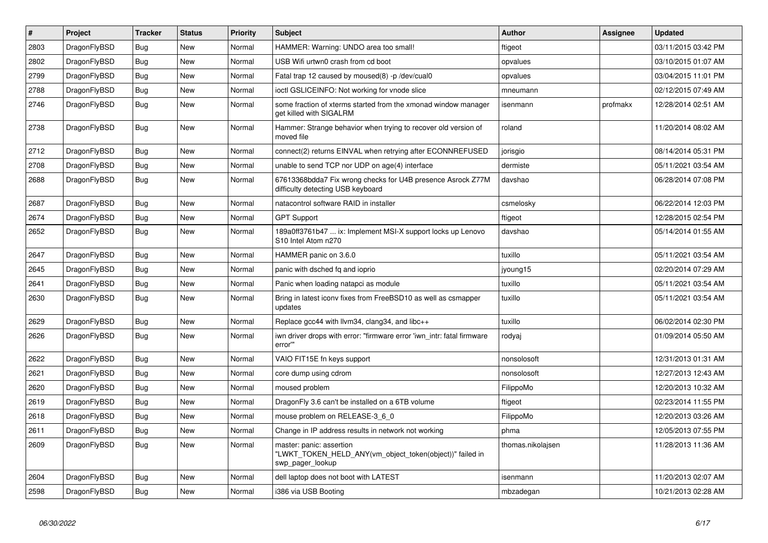| # | Project | Tracker | Status | Priority | Subject | Author | Assignee | Updated |
|---|---|---|---|---|---|---|---|---|
| 2803 | DragonFlyBSD | Bug | New | Normal | HAMMER: Warning: UNDO area too small! | ftigeot | | 03/11/2015 03:42 PM |
| 2802 | DragonFlyBSD | Bug | New | Normal | USB Wifi urtwn0 crash from cd boot | opvalues | | 03/10/2015 01:07 AM |
| 2799 | DragonFlyBSD | Bug | New | Normal | Fatal trap 12 caused by moused(8) -p /dev/cual0 | opvalues | | 03/04/2015 11:01 PM |
| 2788 | DragonFlyBSD | Bug | New | Normal | ioctl GSLICEINFO: Not working for vnode slice | mneumann | | 02/12/2015 07:49 AM |
| 2746 | DragonFlyBSD | Bug | New | Normal | some fraction of xterms started from the xmonad window manager get killed with SIGALRM | isenmann | profmakx | 12/28/2014 02:51 AM |
| 2738 | DragonFlyBSD | Bug | New | Normal | Hammer: Strange behavior when trying to recover old version of moved file | roland | | 11/20/2014 08:02 AM |
| 2712 | DragonFlyBSD | Bug | New | Normal | connect(2) returns EINVAL when retrying after ECONNREFUSED | jorisgio | | 08/14/2014 05:31 PM |
| 2708 | DragonFlyBSD | Bug | New | Normal | unable to send TCP nor UDP on age(4) interface | dermiste | | 05/11/2021 03:54 AM |
| 2688 | DragonFlyBSD | Bug | New | Normal | 67613368bdda7 Fix wrong checks for U4B presence Asrock Z77M difficulty detecting USB keyboard | davshao | | 06/28/2014 07:08 PM |
| 2687 | DragonFlyBSD | Bug | New | Normal | natacontrol software RAID in installer | csmelosky | | 06/22/2014 12:03 PM |
| 2674 | DragonFlyBSD | Bug | New | Normal | GPT Support | ftigeot | | 12/28/2015 02:54 PM |
| 2652 | DragonFlyBSD | Bug | New | Normal | 189a0ff3761b47 ... ix: Implement MSI-X support locks up Lenovo S10 Intel Atom n270 | davshao | | 05/14/2014 01:55 AM |
| 2647 | DragonFlyBSD | Bug | New | Normal | HAMMER panic on 3.6.0 | tuxillo | | 05/11/2021 03:54 AM |
| 2645 | DragonFlyBSD | Bug | New | Normal | panic with dsched fq and ioprio | jyoung15 | | 02/20/2014 07:29 AM |
| 2641 | DragonFlyBSD | Bug | New | Normal | Panic when loading natapci as module | tuxillo | | 05/11/2021 03:54 AM |
| 2630 | DragonFlyBSD | Bug | New | Normal | Bring in latest iconv fixes from FreeBSD10 as well as csmapper updates | tuxillo | | 05/11/2021 03:54 AM |
| 2629 | DragonFlyBSD | Bug | New | Normal | Replace gcc44 with llvm34, clang34, and libc++ | tuxillo | | 06/02/2014 02:30 PM |
| 2626 | DragonFlyBSD | Bug | New | Normal | iwn driver drops with error: "firmware error 'iwn_intr: fatal firmware error'" | rodyaj | | 01/09/2014 05:50 AM |
| 2622 | DragonFlyBSD | Bug | New | Normal | VAIO FIT15E fn keys support | nonsolosoft | | 12/31/2013 01:31 AM |
| 2621 | DragonFlyBSD | Bug | New | Normal | core dump using cdrom | nonsolosoft | | 12/27/2013 12:43 AM |
| 2620 | DragonFlyBSD | Bug | New | Normal | moused problem | FilippoMo | | 12/20/2013 10:32 AM |
| 2619 | DragonFlyBSD | Bug | New | Normal | DragonFly 3.6 can't be installed on a 6TB volume | ftigeot | | 02/23/2014 11:55 PM |
| 2618 | DragonFlyBSD | Bug | New | Normal | mouse problem on RELEASE-3_6_0 | FilippoMo | | 12/20/2013 03:26 AM |
| 2611 | DragonFlyBSD | Bug | New | Normal | Change in IP address results in network not working | phma | | 12/05/2013 07:55 PM |
| 2609 | DragonFlyBSD | Bug | New | Normal | master: panic: assertion "LWKT_TOKEN_HELD_ANY(vm_object_token(object))" failed in swp_pager_lookup | thomas.nikolajsen | | 11/28/2013 11:36 AM |
| 2604 | DragonFlyBSD | Bug | New | Normal | dell laptop does not boot with LATEST | isenmann | | 11/20/2013 02:07 AM |
| 2598 | DragonFlyBSD | Bug | New | Normal | i386 via USB Booting | mbzadegan | | 10/21/2013 02:28 AM |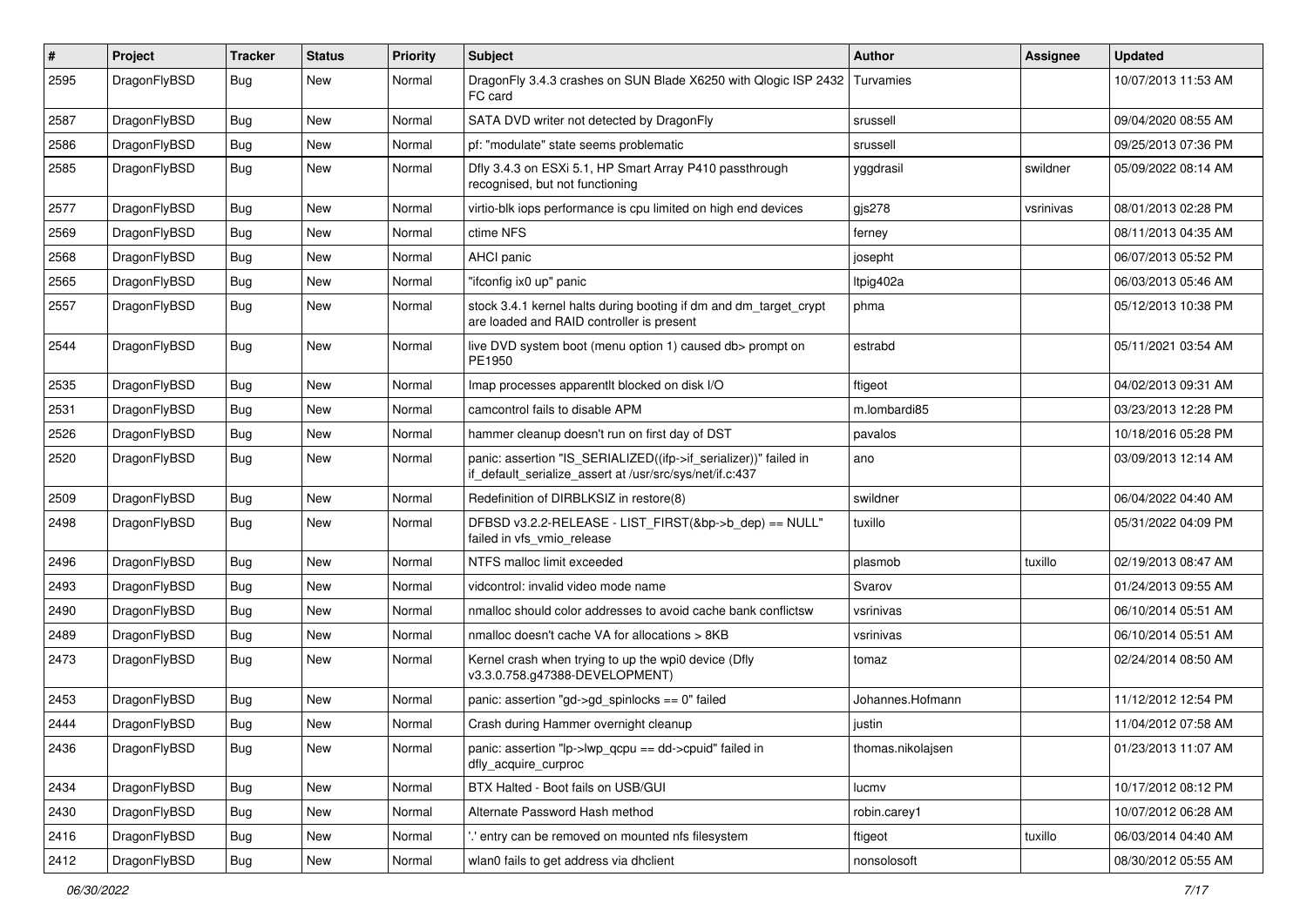| # | Project | Tracker | Status | Priority | Subject | Author | Assignee | Updated |
|---|---|---|---|---|---|---|---|---|
| 2595 | DragonFlyBSD | Bug | New | Normal | DragonFly 3.4.3 crashes on SUN Blade X6250 with Qlogic ISP 2432 FC card | Turvamies | | 10/07/2013 11:53 AM |
| 2587 | DragonFlyBSD | Bug | New | Normal | SATA DVD writer not detected by DragonFly | srussell | | 09/04/2020 08:55 AM |
| 2586 | DragonFlyBSD | Bug | New | Normal | pf: "modulate" state seems problematic | srussell | | 09/25/2013 07:36 PM |
| 2585 | DragonFlyBSD | Bug | New | Normal | Dfly 3.4.3 on ESXi 5.1, HP Smart Array P410 passthrough recognised, but not functioning | yggdrasil | swildner | 05/09/2022 08:14 AM |
| 2577 | DragonFlyBSD | Bug | New | Normal | virtio-blk iops performance is cpu limited on high end devices | gjs278 | vsrinivas | 08/01/2013 02:28 PM |
| 2569 | DragonFlyBSD | Bug | New | Normal | ctime NFS | ferney | | 08/11/2013 04:35 AM |
| 2568 | DragonFlyBSD | Bug | New | Normal | AHCI panic | josepht | | 06/07/2013 05:52 PM |
| 2565 | DragonFlyBSD | Bug | New | Normal | "ifconfig ix0 up" panic | ltpig402a | | 06/03/2013 05:46 AM |
| 2557 | DragonFlyBSD | Bug | New | Normal | stock 3.4.1 kernel halts during booting if dm and dm_target_crypt are loaded and RAID controller is present | phma | | 05/12/2013 10:38 PM |
| 2544 | DragonFlyBSD | Bug | New | Normal | live DVD system boot (menu option 1) caused db> prompt on PE1950 | estrabd | | 05/11/2021 03:54 AM |
| 2535 | DragonFlyBSD | Bug | New | Normal | Imap processes apparentlt blocked on disk I/O | ftigeot | | 04/02/2013 09:31 AM |
| 2531 | DragonFlyBSD | Bug | New | Normal | camcontrol fails to disable APM | m.lombardi85 | | 03/23/2013 12:28 PM |
| 2526 | DragonFlyBSD | Bug | New | Normal | hammer cleanup doesn't run on first day of DST | pavalos | | 10/18/2016 05:28 PM |
| 2520 | DragonFlyBSD | Bug | New | Normal | panic: assertion "IS_SERIALIZED((ifp->if_serializer))" failed in if_default_serialize_assert at /usr/src/sys/net/if.c:437 | ano | | 03/09/2013 12:14 AM |
| 2509 | DragonFlyBSD | Bug | New | Normal | Redefinition of DIRBLKSIZ in restore(8) | swildner | | 06/04/2022 04:40 AM |
| 2498 | DragonFlyBSD | Bug | New | Normal | DFBSD v3.2.2-RELEASE - LIST_FIRST(&bp->b_dep) == NULL" failed in vfs_vmio_release | tuxillo | | 05/31/2022 04:09 PM |
| 2496 | DragonFlyBSD | Bug | New | Normal | NTFS malloc limit exceeded | plasmob | tuxillo | 02/19/2013 08:47 AM |
| 2493 | DragonFlyBSD | Bug | New | Normal | vidcontrol: invalid video mode name | Svarov | | 01/24/2013 09:55 AM |
| 2490 | DragonFlyBSD | Bug | New | Normal | nmalloc should color addresses to avoid cache bank conflictsw | vsrinivas | | 06/10/2014 05:51 AM |
| 2489 | DragonFlyBSD | Bug | New | Normal | nmalloc doesn't cache VA for allocations > 8KB | vsrinivas | | 06/10/2014 05:51 AM |
| 2473 | DragonFlyBSD | Bug | New | Normal | Kernel crash when trying to up the wpi0 device (Dfly v3.3.0.758.g47388-DEVELOPMENT) | tomaz | | 02/24/2014 08:50 AM |
| 2453 | DragonFlyBSD | Bug | New | Normal | panic: assertion "gd->gd_spinlocks == 0" failed | Johannes.Hofmann | | 11/12/2012 12:54 PM |
| 2444 | DragonFlyBSD | Bug | New | Normal | Crash during Hammer overnight cleanup | justin | | 11/04/2012 07:58 AM |
| 2436 | DragonFlyBSD | Bug | New | Normal | panic: assertion "lp->lwp_qcpu == dd->cpuid" failed in dfly_acquire_curproc | thomas.nikolajsen | | 01/23/2013 11:07 AM |
| 2434 | DragonFlyBSD | Bug | New | Normal | BTX Halted - Boot fails on USB/GUI | lucmv | | 10/17/2012 08:12 PM |
| 2430 | DragonFlyBSD | Bug | New | Normal | Alternate Password Hash method | robin.carey1 | | 10/07/2012 06:28 AM |
| 2416 | DragonFlyBSD | Bug | New | Normal | '.' entry can be removed on mounted nfs filesystem | ftigeot | tuxillo | 06/03/2014 04:40 AM |
| 2412 | DragonFlyBSD | Bug | New | Normal | wlan0 fails to get address via dhclient | nonsolosoft | | 08/30/2012 05:55 AM |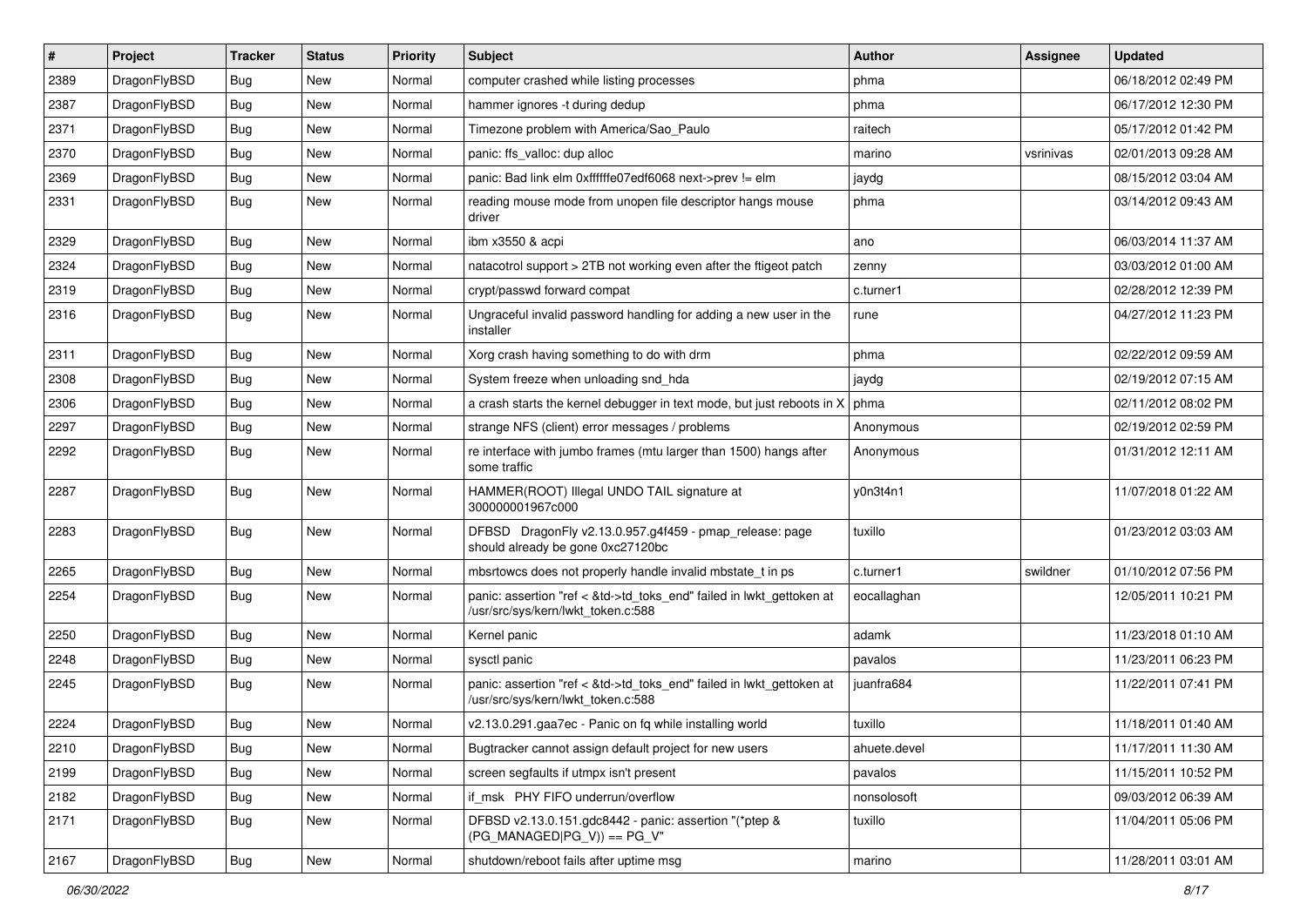| # | Project | Tracker | Status | Priority | Subject | Author | Assignee | Updated |
|---|---|---|---|---|---|---|---|---|
| 2389 | DragonFlyBSD | Bug | New | Normal | computer crashed while listing processes | phma | | 06/18/2012 02:49 PM |
| 2387 | DragonFlyBSD | Bug | New | Normal | hammer ignores -t during dedup | phma | | 06/17/2012 12:30 PM |
| 2371 | DragonFlyBSD | Bug | New | Normal | Timezone problem with America/Sao_Paulo | raitech | | 05/17/2012 01:42 PM |
| 2370 | DragonFlyBSD | Bug | New | Normal | panic: ffs_valloc: dup alloc | marino | vsrinivas | 02/01/2013 09:28 AM |
| 2369 | DragonFlyBSD | Bug | New | Normal | panic: Bad link elm 0xffffffe07edf6068 next->prev != elm | jaydg | | 08/15/2012 03:04 AM |
| 2331 | DragonFlyBSD | Bug | New | Normal | reading mouse mode from unopen file descriptor hangs mouse driver | phma | | 03/14/2012 09:43 AM |
| 2329 | DragonFlyBSD | Bug | New | Normal | ibm x3550 & acpi | ano | | 06/03/2014 11:37 AM |
| 2324 | DragonFlyBSD | Bug | New | Normal | natacotrol support > 2TB not working even after the ftigeot patch | zenny | | 03/03/2012 01:00 AM |
| 2319 | DragonFlyBSD | Bug | New | Normal | crypt/passwd forward compat | c.turner1 | | 02/28/2012 12:39 PM |
| 2316 | DragonFlyBSD | Bug | New | Normal | Ungraceful invalid password handling for adding a new user in the installer | rune | | 04/27/2012 11:23 PM |
| 2311 | DragonFlyBSD | Bug | New | Normal | Xorg crash having something to do with drm | phma | | 02/22/2012 09:59 AM |
| 2308 | DragonFlyBSD | Bug | New | Normal | System freeze when unloading snd_hda | jaydg | | 02/19/2012 07:15 AM |
| 2306 | DragonFlyBSD | Bug | New | Normal | a crash starts the kernel debugger in text mode, but just reboots in X | phma | | 02/11/2012 08:02 PM |
| 2297 | DragonFlyBSD | Bug | New | Normal | strange NFS (client) error messages / problems | Anonymous | | 02/19/2012 02:59 PM |
| 2292 | DragonFlyBSD | Bug | New | Normal | re interface with jumbo frames (mtu larger than 1500) hangs after some traffic | Anonymous | | 01/31/2012 12:11 AM |
| 2287 | DragonFlyBSD | Bug | New | Normal | HAMMER(ROOT) Illegal UNDO TAIL signature at 300000001967c000 | y0n3t4n1 | | 11/07/2018 01:22 AM |
| 2283 | DragonFlyBSD | Bug | New | Normal | DFBSD DragonFly v2.13.0.957.g4f459 - pmap_release: page should already be gone 0xc27120bc | tuxillo | | 01/23/2012 03:03 AM |
| 2265 | DragonFlyBSD | Bug | New | Normal | mbsrtowcs does not properly handle invalid mbstate_t in ps | c.turner1 | swildner | 01/10/2012 07:56 PM |
| 2254 | DragonFlyBSD | Bug | New | Normal | panic: assertion "ref < &td->td_toks_end" failed in lwkt_gettoken at /usr/src/sys/kern/lwkt_token.c:588 | eocallaghan | | 12/05/2011 10:21 PM |
| 2250 | DragonFlyBSD | Bug | New | Normal | Kernel panic | adamk | | 11/23/2018 01:10 AM |
| 2248 | DragonFlyBSD | Bug | New | Normal | sysctl panic | pavalos | | 11/23/2011 06:23 PM |
| 2245 | DragonFlyBSD | Bug | New | Normal | panic: assertion "ref < &td->td_toks_end" failed in lwkt_gettoken at /usr/src/sys/kern/lwkt_token.c:588 | juanfra684 | | 11/22/2011 07:41 PM |
| 2224 | DragonFlyBSD | Bug | New | Normal | v2.13.0.291.gaa7ec - Panic on fq while installing world | tuxillo | | 11/18/2011 01:40 AM |
| 2210 | DragonFlyBSD | Bug | New | Normal | Bugtracker cannot assign default project for new users | ahuete.devel | | 11/17/2011 11:30 AM |
| 2199 | DragonFlyBSD | Bug | New | Normal | screen segfaults if utmpx isn't present | pavalos | | 11/15/2011 10:52 PM |
| 2182 | DragonFlyBSD | Bug | New | Normal | if_msk PHY FIFO underrun/overflow | nonsolosoft | | 09/03/2012 06:39 AM |
| 2171 | DragonFlyBSD | Bug | New | Normal | DFBSD v2.13.0.151.gdc8442 - panic: assertion "(*ptep & (PG_MANAGED\|PG_V)) == PG_V" | tuxillo | | 11/04/2011 05:06 PM |
| 2167 | DragonFlyBSD | Bug | New | Normal | shutdown/reboot fails after uptime msg | marino | | 11/28/2011 03:01 AM |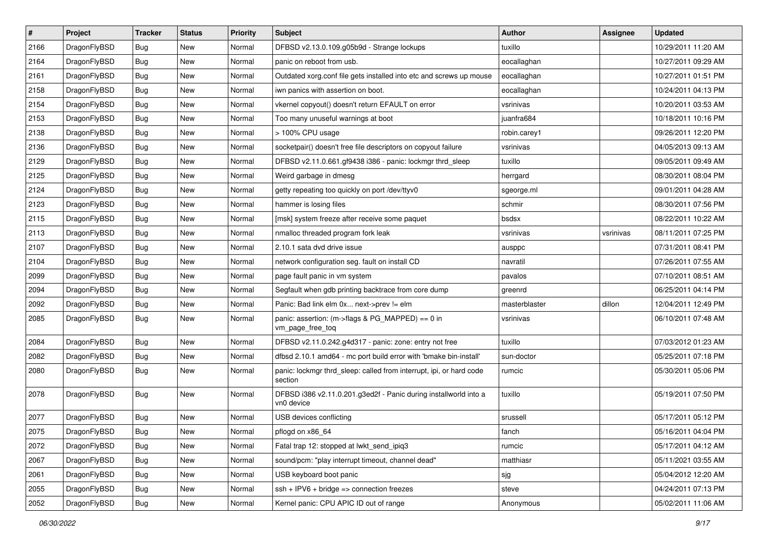| # | Project | Tracker | Status | Priority | Subject | Author | Assignee | Updated |
|---|---|---|---|---|---|---|---|---|
| 2166 | DragonFlyBSD | Bug | New | Normal | DFBSD v2.13.0.109.g05b9d - Strange lockups | tuxillo | | 10/29/2011 11:20 AM |
| 2164 | DragonFlyBSD | Bug | New | Normal | panic on reboot from usb. | eocallaghan | | 10/27/2011 09:29 AM |
| 2161 | DragonFlyBSD | Bug | New | Normal | Outdated xorg.conf file gets installed into etc and screws up mouse | eocallaghan | | 10/27/2011 01:51 PM |
| 2158 | DragonFlyBSD | Bug | New | Normal | iwn panics with assertion on boot. | eocallaghan | | 10/24/2011 04:13 PM |
| 2154 | DragonFlyBSD | Bug | New | Normal | vkernel copyout() doesn't return EFAULT on error | vsrinivas | | 10/20/2011 03:53 AM |
| 2153 | DragonFlyBSD | Bug | New | Normal | Too many unuseful warnings at boot | juanfra684 | | 10/18/2011 10:16 PM |
| 2138 | DragonFlyBSD | Bug | New | Normal | > 100% CPU usage | robin.carey1 | | 09/26/2011 12:20 PM |
| 2136 | DragonFlyBSD | Bug | New | Normal | socketpair() doesn't free file descriptors on copyout failure | vsrinivas | | 04/05/2013 09:13 AM |
| 2129 | DragonFlyBSD | Bug | New | Normal | DFBSD v2.11.0.661.gf9438 i386 - panic: lockmgr thrd_sleep | tuxillo | | 09/05/2011 09:49 AM |
| 2125 | DragonFlyBSD | Bug | New | Normal | Weird garbage in dmesg | herrgard | | 08/30/2011 08:04 PM |
| 2124 | DragonFlyBSD | Bug | New | Normal | getty repeating too quickly on port /dev/ttyv0 | sgeorge.ml | | 09/01/2011 04:28 AM |
| 2123 | DragonFlyBSD | Bug | New | Normal | hammer is losing files | schmir | | 08/30/2011 07:56 PM |
| 2115 | DragonFlyBSD | Bug | New | Normal | [msk] system freeze after receive some paquet | bsdsx | | 08/22/2011 10:22 AM |
| 2113 | DragonFlyBSD | Bug | New | Normal | nmalloc threaded program fork leak | vsrinivas | vsrinivas | 08/11/2011 07:25 PM |
| 2107 | DragonFlyBSD | Bug | New | Normal | 2.10.1 sata dvd drive issue | ausppc | | 07/31/2011 08:41 PM |
| 2104 | DragonFlyBSD | Bug | New | Normal | network configuration seg. fault on install CD | navratil | | 07/26/2011 07:55 AM |
| 2099 | DragonFlyBSD | Bug | New | Normal | page fault panic in vm system | pavalos | | 07/10/2011 08:51 AM |
| 2094 | DragonFlyBSD | Bug | New | Normal | Segfault when gdb printing backtrace from core dump | greenrd | | 06/25/2011 04:14 PM |
| 2092 | DragonFlyBSD | Bug | New | Normal | Panic: Bad link elm 0x... next->prev != elm | masterblaster | dillon | 12/04/2011 12:49 PM |
| 2085 | DragonFlyBSD | Bug | New | Normal | panic: assertion: (m->flags & PG_MAPPED) == 0 in vm_page_free_toq | vsrinivas | | 06/10/2011 07:48 AM |
| 2084 | DragonFlyBSD | Bug | New | Normal | DFBSD v2.11.0.242.g4d317 - panic: zone: entry not free | tuxillo | | 07/03/2012 01:23 AM |
| 2082 | DragonFlyBSD | Bug | New | Normal | dfbsd 2.10.1 amd64 - mc port build error with 'bmake bin-install' | sun-doctor | | 05/25/2011 07:18 PM |
| 2080 | DragonFlyBSD | Bug | New | Normal | panic: lockmgr thrd_sleep: called from interrupt, ipi, or hard code section | rumcic | | 05/30/2011 05:06 PM |
| 2078 | DragonFlyBSD | Bug | New | Normal | DFBSD i386 v2.11.0.201.g3ed2f - Panic during installworld into a vn0 device | tuxillo | | 05/19/2011 07:50 PM |
| 2077 | DragonFlyBSD | Bug | New | Normal | USB devices conflicting | srussell | | 05/17/2011 05:12 PM |
| 2075 | DragonFlyBSD | Bug | New | Normal | pflogd on x86_64 | fanch | | 05/16/2011 04:04 PM |
| 2072 | DragonFlyBSD | Bug | New | Normal | Fatal trap 12: stopped at lwkt_send_ipiq3 | rumcic | | 05/17/2011 04:12 AM |
| 2067 | DragonFlyBSD | Bug | New | Normal | sound/pcm: "play interrupt timeout, channel dead" | matthiasr | | 05/11/2021 03:55 AM |
| 2061 | DragonFlyBSD | Bug | New | Normal | USB keyboard boot panic | sjg | | 05/04/2012 12:20 AM |
| 2055 | DragonFlyBSD | Bug | New | Normal | ssh + IPV6 + bridge => connection freezes | steve | | 04/24/2011 07:13 PM |
| 2052 | DragonFlyBSD | Bug | New | Normal | Kernel panic: CPU APIC ID out of range | Anonymous | | 05/02/2011 11:06 AM |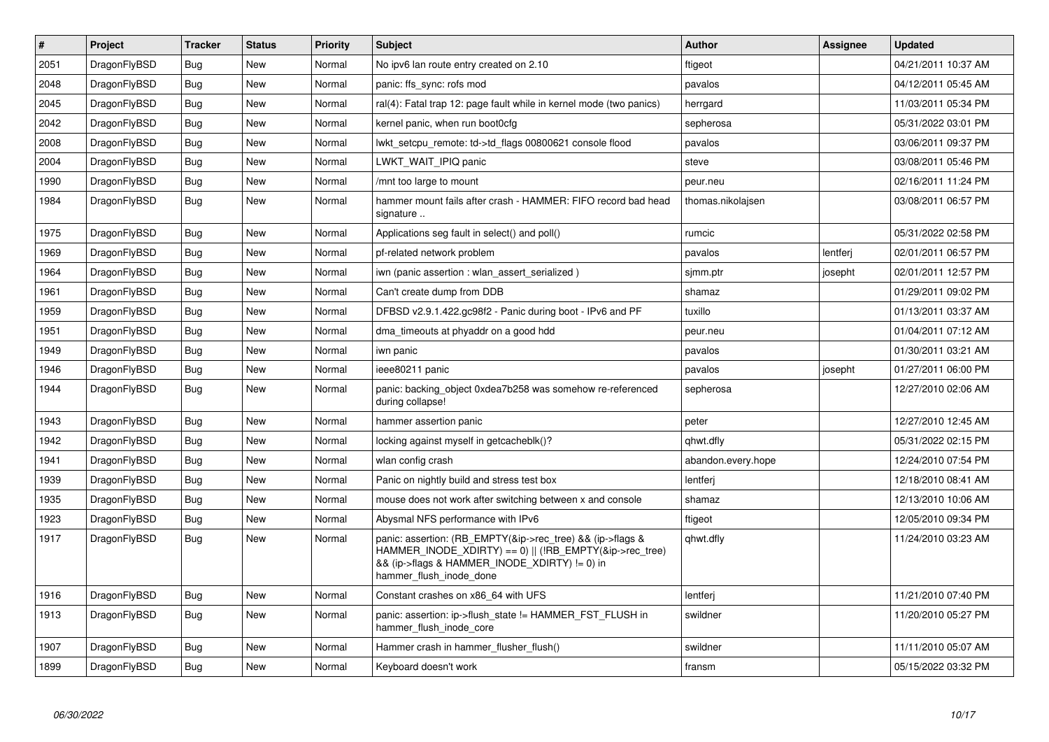| # | Project | Tracker | Status | Priority | Subject | Author | Assignee | Updated |
|---|---|---|---|---|---|---|---|---|
| 2051 | DragonFlyBSD | Bug | New | Normal | No ipv6 lan route entry created on 2.10 | ftigeot | | 04/21/2011 10:37 AM |
| 2048 | DragonFlyBSD | Bug | New | Normal | panic: ffs_sync: rofs mod | pavalos | | 04/12/2011 05:45 AM |
| 2045 | DragonFlyBSD | Bug | New | Normal | ral(4): Fatal trap 12: page fault while in kernel mode (two panics) | herrgard | | 11/03/2011 05:34 PM |
| 2042 | DragonFlyBSD | Bug | New | Normal | kernel panic, when run boot0cfg | sepherosa | | 05/31/2022 03:01 PM |
| 2008 | DragonFlyBSD | Bug | New | Normal | lwkt_setcpu_remote: td->td_flags 00800621 console flood | pavalos | | 03/06/2011 09:37 PM |
| 2004 | DragonFlyBSD | Bug | New | Normal | LWKT_WAIT_IPIQ panic | steve | | 03/08/2011 05:46 PM |
| 1990 | DragonFlyBSD | Bug | New | Normal | /mnt too large to mount | peur.neu | | 02/16/2011 11:24 PM |
| 1984 | DragonFlyBSD | Bug | New | Normal | hammer mount fails after crash - HAMMER: FIFO record bad head signature .. | thomas.nikolajsen | | 03/08/2011 06:57 PM |
| 1975 | DragonFlyBSD | Bug | New | Normal | Applications seg fault in select() and poll() | rumcic | | 05/31/2022 02:58 PM |
| 1969 | DragonFlyBSD | Bug | New | Normal | pf-related network problem | pavalos | lentferj | 02/01/2011 06:57 PM |
| 1964 | DragonFlyBSD | Bug | New | Normal | iwn (panic assertion : wlan_assert_serialized ) | sjmm.ptr | josepht | 02/01/2011 12:57 PM |
| 1961 | DragonFlyBSD | Bug | New | Normal | Can't create dump from DDB | shamaz | | 01/29/2011 09:02 PM |
| 1959 | DragonFlyBSD | Bug | New | Normal | DFBSD v2.9.1.422.gc98f2 - Panic during boot - IPv6 and PF | tuxillo | | 01/13/2011 03:37 AM |
| 1951 | DragonFlyBSD | Bug | New | Normal | dma_timeouts at phyaddr on a good hdd | peur.neu | | 01/04/2011 07:12 AM |
| 1949 | DragonFlyBSD | Bug | New | Normal | iwn panic | pavalos | | 01/30/2011 03:21 AM |
| 1946 | DragonFlyBSD | Bug | New | Normal | ieee80211 panic | pavalos | josepht | 01/27/2011 06:00 PM |
| 1944 | DragonFlyBSD | Bug | New | Normal | panic: backing_object 0xdea7b258 was somehow re-referenced during collapse! | sepherosa | | 12/27/2010 02:06 AM |
| 1943 | DragonFlyBSD | Bug | New | Normal | hammer assertion panic | peter | | 12/27/2010 12:45 AM |
| 1942 | DragonFlyBSD | Bug | New | Normal | locking against myself in getcacheblk()? | qhwt.dfly | | 05/31/2022 02:15 PM |
| 1941 | DragonFlyBSD | Bug | New | Normal | wlan config crash | abandon.every.hope | | 12/24/2010 07:54 PM |
| 1939 | DragonFlyBSD | Bug | New | Normal | Panic on nightly build and stress test box | lentferj | | 12/18/2010 08:41 AM |
| 1935 | DragonFlyBSD | Bug | New | Normal | mouse does not work after switching between x and console | shamaz | | 12/13/2010 10:06 AM |
| 1923 | DragonFlyBSD | Bug | New | Normal | Abysmal NFS performance with IPv6 | ftigeot | | 12/05/2010 09:34 PM |
| 1917 | DragonFlyBSD | Bug | New | Normal | panic: assertion: (RB_EMPTY(&ip->rec_tree) && (ip->flags & HAMMER_INODE_XDIRTY) == 0) \|\| (!RB_EMPTY(&ip->rec_tree) && (ip->flags & HAMMER_INODE_XDIRTY) != 0) in hammer_flush_inode_done | qhwt.dfly | | 11/24/2010 03:23 AM |
| 1916 | DragonFlyBSD | Bug | New | Normal | Constant crashes on x86_64 with UFS | lentferj | | 11/21/2010 07:40 PM |
| 1913 | DragonFlyBSD | Bug | New | Normal | panic: assertion: ip->flush_state != HAMMER_FST_FLUSH in hammer_flush_inode_core | swildner | | 11/20/2010 05:27 PM |
| 1907 | DragonFlyBSD | Bug | New | Normal | Hammer crash in hammer_flusher_flush() | swildner | | 11/11/2010 05:07 AM |
| 1899 | DragonFlyBSD | Bug | New | Normal | Keyboard doesn't work | fransm | | 05/15/2022 03:32 PM |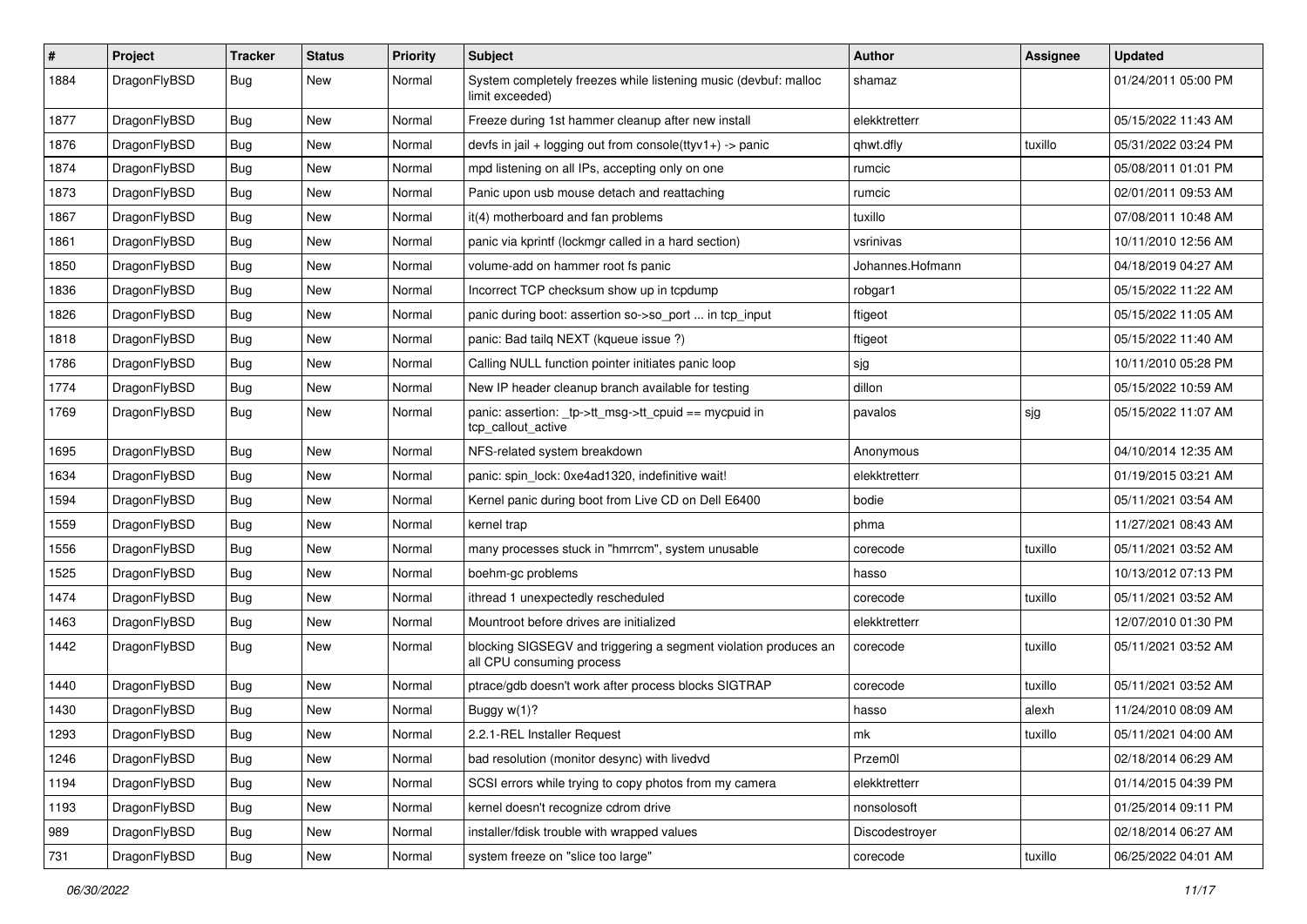| # | Project | Tracker | Status | Priority | Subject | Author | Assignee | Updated |
| --- | --- | --- | --- | --- | --- | --- | --- | --- |
| 1884 | DragonFlyBSD | Bug | New | Normal | System completely freezes while listening music (devbuf: malloc limit exceeded) | shamaz | | 01/24/2011 05:00 PM |
| 1877 | DragonFlyBSD | Bug | New | Normal | Freeze during 1st hammer cleanup after new install | elekktretterr | | 05/15/2022 11:43 AM |
| 1876 | DragonFlyBSD | Bug | New | Normal | devfs in jail + logging out from console(ttyv1+) -> panic | qhwt.dfly | tuxillo | 05/31/2022 03:24 PM |
| 1874 | DragonFlyBSD | Bug | New | Normal | mpd listening on all IPs, accepting only on one | rumcic | | 05/08/2011 01:01 PM |
| 1873 | DragonFlyBSD | Bug | New | Normal | Panic upon usb mouse detach and reattaching | rumcic | | 02/01/2011 09:53 AM |
| 1867 | DragonFlyBSD | Bug | New | Normal | it(4) motherboard and fan problems | tuxillo | | 07/08/2011 10:48 AM |
| 1861 | DragonFlyBSD | Bug | New | Normal | panic via kprintf (lockmgr called in a hard section) | vsrinivas | | 10/11/2010 12:56 AM |
| 1850 | DragonFlyBSD | Bug | New | Normal | volume-add on hammer root fs panic | Johannes.Hofmann | | 04/18/2019 04:27 AM |
| 1836 | DragonFlyBSD | Bug | New | Normal | Incorrect TCP checksum show up in tcpdump | robgar1 | | 05/15/2022 11:22 AM |
| 1826 | DragonFlyBSD | Bug | New | Normal | panic during boot: assertion so->so_port ... in tcp_input | ftigeot | | 05/15/2022 11:05 AM |
| 1818 | DragonFlyBSD | Bug | New | Normal | panic: Bad tailq NEXT (kqueue issue ?) | ftigeot | | 05/15/2022 11:40 AM |
| 1786 | DragonFlyBSD | Bug | New | Normal | Calling NULL function pointer initiates panic loop | sjg | | 10/11/2010 05:28 PM |
| 1774 | DragonFlyBSD | Bug | New | Normal | New IP header cleanup branch available for testing | dillon | | 05/15/2022 10:59 AM |
| 1769 | DragonFlyBSD | Bug | New | Normal | panic: assertion: _tp->tt_msg->tt_cpuid == mycpuid in tcp_callout_active | pavalos | sjg | 05/15/2022 11:07 AM |
| 1695 | DragonFlyBSD | Bug | New | Normal | NFS-related system breakdown | Anonymous | | 04/10/2014 12:35 AM |
| 1634 | DragonFlyBSD | Bug | New | Normal | panic: spin_lock: 0xe4ad1320, indefinitive wait! | elekktretterr | | 01/19/2015 03:21 AM |
| 1594 | DragonFlyBSD | Bug | New | Normal | Kernel panic during boot from Live CD on Dell E6400 | bodie | | 05/11/2021 03:54 AM |
| 1559 | DragonFlyBSD | Bug | New | Normal | kernel trap | phma | | 11/27/2021 08:43 AM |
| 1556 | DragonFlyBSD | Bug | New | Normal | many processes stuck in "hmrrcm", system unusable | corecode | tuxillo | 05/11/2021 03:52 AM |
| 1525 | DragonFlyBSD | Bug | New | Normal | boehm-gc problems | hasso | | 10/13/2012 07:13 PM |
| 1474 | DragonFlyBSD | Bug | New | Normal | ithread 1 unexpectedly rescheduled | corecode | tuxillo | 05/11/2021 03:52 AM |
| 1463 | DragonFlyBSD | Bug | New | Normal | Mountroot before drives are initialized | elekktretterr | | 12/07/2010 01:30 PM |
| 1442 | DragonFlyBSD | Bug | New | Normal | blocking SIGSEGV and triggering a segment violation produces an all CPU consuming process | corecode | tuxillo | 05/11/2021 03:52 AM |
| 1440 | DragonFlyBSD | Bug | New | Normal | ptrace/gdb doesn't work after process blocks SIGTRAP | corecode | tuxillo | 05/11/2021 03:52 AM |
| 1430 | DragonFlyBSD | Bug | New | Normal | Buggy w(1)? | hasso | alexh | 11/24/2010 08:09 AM |
| 1293 | DragonFlyBSD | Bug | New | Normal | 2.2.1-REL Installer Request | mk | tuxillo | 05/11/2021 04:00 AM |
| 1246 | DragonFlyBSD | Bug | New | Normal | bad resolution (monitor desync) with livedvd | Przem0l | | 02/18/2014 06:29 AM |
| 1194 | DragonFlyBSD | Bug | New | Normal | SCSI errors while trying to copy photos from my camera | elekktretterr | | 01/14/2015 04:39 PM |
| 1193 | DragonFlyBSD | Bug | New | Normal | kernel doesn't recognize cdrom drive | nonsolosoft | | 01/25/2014 09:11 PM |
| 989 | DragonFlyBSD | Bug | New | Normal | installer/fdisk trouble with wrapped values | Discodestroyer | | 02/18/2014 06:27 AM |
| 731 | DragonFlyBSD | Bug | New | Normal | system freeze on "slice too large" | corecode | tuxillo | 06/25/2022 04:01 AM |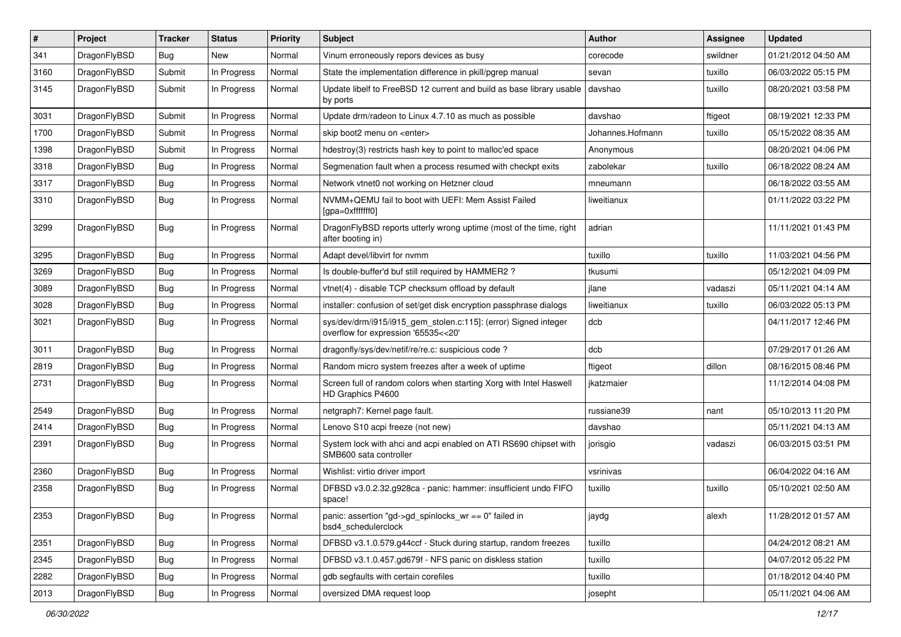| # | Project | Tracker | Status | Priority | Subject | Author | Assignee | Updated |
|---|---|---|---|---|---|---|---|---|
| 341 | DragonFlyBSD | Bug | New | Normal | Vinum erroneously repors devices as busy | corecode | swildner | 01/21/2012 04:50 AM |
| 3160 | DragonFlyBSD | Submit | In Progress | Normal | State the implementation difference in pkill/pgrep manual | sevan | tuxillo | 06/03/2022 05:15 PM |
| 3145 | DragonFlyBSD | Submit | In Progress | Normal | Update libelf to FreeBSD 12 current and build as base library usable by ports | davshao | tuxillo | 08/20/2021 03:58 PM |
| 3031 | DragonFlyBSD | Submit | In Progress | Normal | Update drm/radeon to Linux 4.7.10 as much as possible | davshao | ftigeot | 08/19/2021 12:33 PM |
| 1700 | DragonFlyBSD | Submit | In Progress | Normal | skip boot2 menu on <enter> | Johannes.Hofmann | tuxillo | 05/15/2022 08:35 AM |
| 1398 | DragonFlyBSD | Submit | In Progress | Normal | hdestroy(3) restricts hash key to point to malloc'ed space | Anonymous | | 08/20/2021 04:06 PM |
| 3318 | DragonFlyBSD | Bug | In Progress | Normal | Segmenation fault when a process resumed with checkpt exits | zabolekar | tuxillo | 06/18/2022 08:24 AM |
| 3317 | DragonFlyBSD | Bug | In Progress | Normal | Network vtnet0 not working on Hetzner cloud | mneumann | | 06/18/2022 03:55 AM |
| 3310 | DragonFlyBSD | Bug | In Progress | Normal | NVMM+QEMU fail to boot with UEFI: Mem Assist Failed [gpa=0xfffffff0] | liweitianux | | 01/11/2022 03:22 PM |
| 3299 | DragonFlyBSD | Bug | In Progress | Normal | DragonFlyBSD reports utterly wrong uptime (most of the time, right after booting in) | adrian | | 11/11/2021 01:43 PM |
| 3295 | DragonFlyBSD | Bug | In Progress | Normal | Adapt devel/libvirt for nvmm | tuxillo | tuxillo | 11/03/2021 04:56 PM |
| 3269 | DragonFlyBSD | Bug | In Progress | Normal | Is double-buffer'd buf still required by HAMMER2 ? | tkusumi | | 05/12/2021 04:09 PM |
| 3089 | DragonFlyBSD | Bug | In Progress | Normal | vtnet(4) - disable TCP checksum offload by default | jlane | vadaszi | 05/11/2021 04:14 AM |
| 3028 | DragonFlyBSD | Bug | In Progress | Normal | installer: confusion of set/get disk encryption passphrase dialogs | liweitianux | tuxillo | 06/03/2022 05:13 PM |
| 3021 | DragonFlyBSD | Bug | In Progress | Normal | sys/dev/drm/i915/i915_gem_stolen.c:115]: (error) Signed integer overflow for expression '65535<<20' | dcb | | 04/11/2017 12:46 PM |
| 3011 | DragonFlyBSD | Bug | In Progress | Normal | dragonfly/sys/dev/netif/re/re.c: suspicious code ? | dcb | | 07/29/2017 01:26 AM |
| 2819 | DragonFlyBSD | Bug | In Progress | Normal | Random micro system freezes after a week of uptime | ftigeot | dillon | 08/16/2015 08:46 PM |
| 2731 | DragonFlyBSD | Bug | In Progress | Normal | Screen full of random colors when starting Xorg with Intel Haswell HD Graphics P4600 | jkatzmaier | | 11/12/2014 04:08 PM |
| 2549 | DragonFlyBSD | Bug | In Progress | Normal | netgraph7: Kernel page fault. | russiane39 | nant | 05/10/2013 11:20 PM |
| 2414 | DragonFlyBSD | Bug | In Progress | Normal | Lenovo S10 acpi freeze (not new) | davshao | | 05/11/2021 04:13 AM |
| 2391 | DragonFlyBSD | Bug | In Progress | Normal | System lock with ahci and acpi enabled on ATI RS690 chipset with SMB600 sata controller | jorisgio | vadaszi | 06/03/2015 03:51 PM |
| 2360 | DragonFlyBSD | Bug | In Progress | Normal | Wishlist: virtio driver import | vsrinivas | | 06/04/2022 04:16 AM |
| 2358 | DragonFlyBSD | Bug | In Progress | Normal | DFBSD v3.0.2.32.g928ca - panic: hammer: insufficient undo FIFO space! | tuxillo | tuxillo | 05/10/2021 02:50 AM |
| 2353 | DragonFlyBSD | Bug | In Progress | Normal | panic: assertion "gd->gd_spinlocks_wr == 0" failed in bsd4_schedulerclock | jaydg | alexh | 11/28/2012 01:57 AM |
| 2351 | DragonFlyBSD | Bug | In Progress | Normal | DFBSD v3.1.0.579.g44ccf - Stuck during startup, random freezes | tuxillo | | 04/24/2012 08:21 AM |
| 2345 | DragonFlyBSD | Bug | In Progress | Normal | DFBSD v3.1.0.457.gd679f - NFS panic on diskless station | tuxillo | | 04/07/2012 05:22 PM |
| 2282 | DragonFlyBSD | Bug | In Progress | Normal | gdb segfaults with certain corefiles | tuxillo | | 01/18/2012 04:40 PM |
| 2013 | DragonFlyBSD | Bug | In Progress | Normal | oversized DMA request loop | josepht | | 05/11/2021 04:06 AM |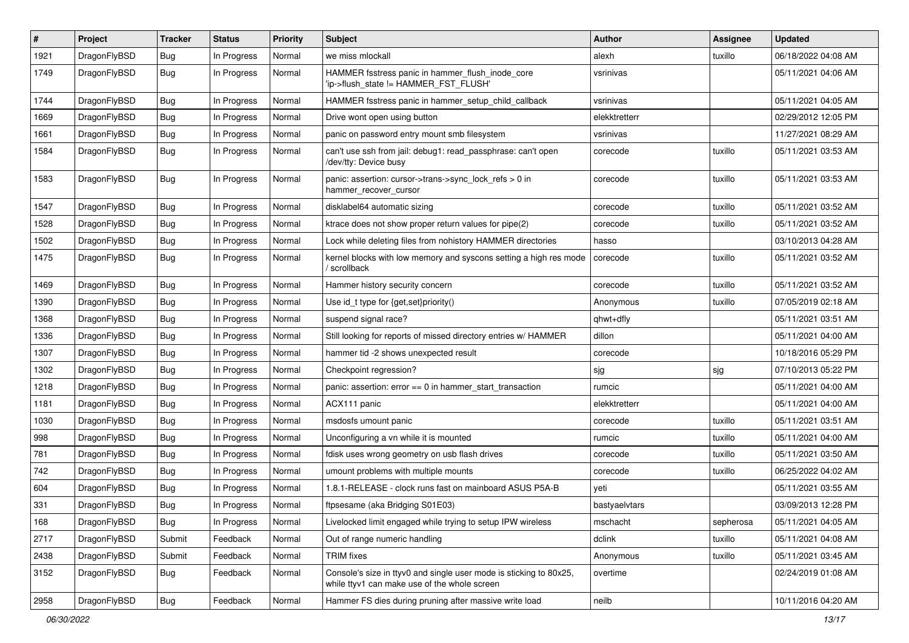| # | Project | Tracker | Status | Priority | Subject | Author | Assignee | Updated |
|---|---|---|---|---|---|---|---|---|
| 1921 | DragonFlyBSD | Bug | In Progress | Normal | we miss mlockall | alexh | tuxillo | 06/18/2022 04:08 AM |
| 1749 | DragonFlyBSD | Bug | In Progress | Normal | HAMMER fsstress panic in hammer_flush_inode_core 'ip->flush_state != HAMMER_FST_FLUSH' | vsrinivas | | 05/11/2021 04:06 AM |
| 1744 | DragonFlyBSD | Bug | In Progress | Normal | HAMMER fsstress panic in hammer_setup_child_callback | vsrinivas | | 05/11/2021 04:05 AM |
| 1669 | DragonFlyBSD | Bug | In Progress | Normal | Drive wont open using button | elekktretterr | | 02/29/2012 12:05 PM |
| 1661 | DragonFlyBSD | Bug | In Progress | Normal | panic on password entry mount smb filesystem | vsrinivas | | 11/27/2021 08:29 AM |
| 1584 | DragonFlyBSD | Bug | In Progress | Normal | can't use ssh from jail: debug1: read_passphrase: can't open /dev/tty: Device busy | corecode | tuxillo | 05/11/2021 03:53 AM |
| 1583 | DragonFlyBSD | Bug | In Progress | Normal | panic: assertion: cursor->trans->sync_lock_refs > 0 in hammer_recover_cursor | corecode | tuxillo | 05/11/2021 03:53 AM |
| 1547 | DragonFlyBSD | Bug | In Progress | Normal | disklabel64 automatic sizing | corecode | tuxillo | 05/11/2021 03:52 AM |
| 1528 | DragonFlyBSD | Bug | In Progress | Normal | ktrace does not show proper return values for pipe(2) | corecode | tuxillo | 05/11/2021 03:52 AM |
| 1502 | DragonFlyBSD | Bug | In Progress | Normal | Lock while deleting files from nohistory HAMMER directories | hasso | | 03/10/2013 04:28 AM |
| 1475 | DragonFlyBSD | Bug | In Progress | Normal | kernel blocks with low memory and syscons setting a high res mode / scrollback | corecode | tuxillo | 05/11/2021 03:52 AM |
| 1469 | DragonFlyBSD | Bug | In Progress | Normal | Hammer history security concern | corecode | tuxillo | 05/11/2021 03:52 AM |
| 1390 | DragonFlyBSD | Bug | In Progress | Normal | Use id_t type for {get,set}priority() | Anonymous | tuxillo | 07/05/2019 02:18 AM |
| 1368 | DragonFlyBSD | Bug | In Progress | Normal | suspend signal race? | qhwt+dfly | | 05/11/2021 03:51 AM |
| 1336 | DragonFlyBSD | Bug | In Progress | Normal | Still looking for reports of missed directory entries w/ HAMMER | dillon | | 05/11/2021 04:00 AM |
| 1307 | DragonFlyBSD | Bug | In Progress | Normal | hammer tid -2 shows unexpected result | corecode | | 10/18/2016 05:29 PM |
| 1302 | DragonFlyBSD | Bug | In Progress | Normal | Checkpoint regression? | sjg | sjg | 07/10/2013 05:22 PM |
| 1218 | DragonFlyBSD | Bug | In Progress | Normal | panic: assertion: error == 0 in hammer_start_transaction | rumcic | | 05/11/2021 04:00 AM |
| 1181 | DragonFlyBSD | Bug | In Progress | Normal | ACX111 panic | elekktretterr | | 05/11/2021 04:00 AM |
| 1030 | DragonFlyBSD | Bug | In Progress | Normal | msdosfs umount panic | corecode | tuxillo | 05/11/2021 03:51 AM |
| 998 | DragonFlyBSD | Bug | In Progress | Normal | Unconfiguring a vn while it is mounted | rumcic | tuxillo | 05/11/2021 04:00 AM |
| 781 | DragonFlyBSD | Bug | In Progress | Normal | fdisk uses wrong geometry on usb flash drives | corecode | tuxillo | 05/11/2021 03:50 AM |
| 742 | DragonFlyBSD | Bug | In Progress | Normal | umount problems with multiple mounts | corecode | tuxillo | 06/25/2022 04:02 AM |
| 604 | DragonFlyBSD | Bug | In Progress | Normal | 1.8.1-RELEASE - clock runs fast on mainboard ASUS P5A-B | yeti | | 05/11/2021 03:55 AM |
| 331 | DragonFlyBSD | Bug | In Progress | Normal | ftpsesame (aka Bridging S01E03) | bastyaelvtars | | 03/09/2013 12:28 PM |
| 168 | DragonFlyBSD | Bug | In Progress | Normal | Livelocked limit engaged while trying to setup IPW wireless | mschacht | sepherosa | 05/11/2021 04:05 AM |
| 2717 | DragonFlyBSD | Submit | Feedback | Normal | Out of range numeric handling | dclink | tuxillo | 05/11/2021 04:08 AM |
| 2438 | DragonFlyBSD | Submit | Feedback | Normal | TRIM fixes | Anonymous | tuxillo | 05/11/2021 03:45 AM |
| 3152 | DragonFlyBSD | Bug | Feedback | Normal | Console's size in ttyv0 and single user mode is sticking to 80x25, while ttyv1 can make use of the whole screen | overtime | | 02/24/2019 01:08 AM |
| 2958 | DragonFlyBSD | Bug | Feedback | Normal | Hammer FS dies during pruning after massive write load | neilb | | 10/11/2016 04:20 AM |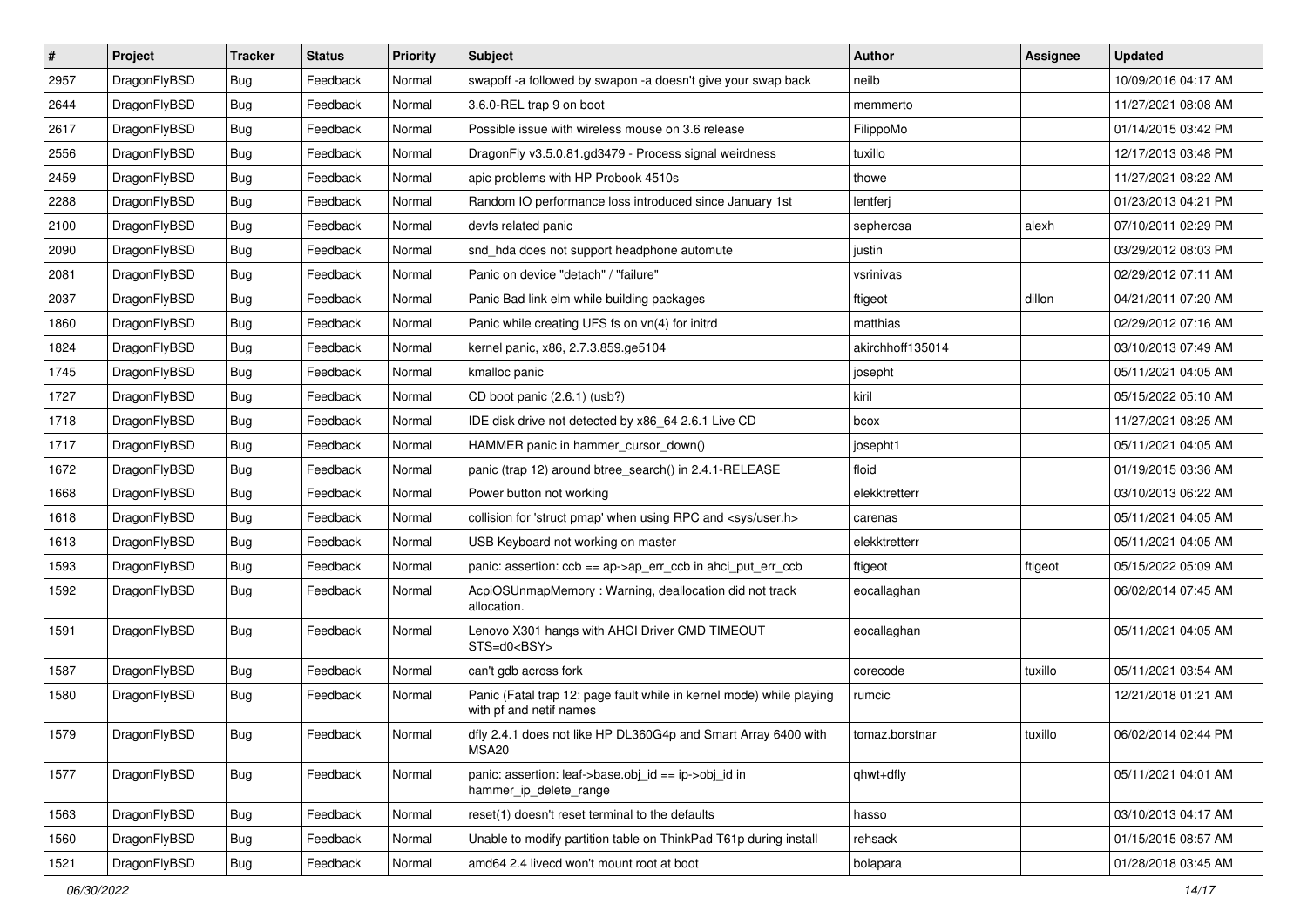| # | Project | Tracker | Status | Priority | Subject | Author | Assignee | Updated |
|---|---|---|---|---|---|---|---|---|
| 2957 | DragonFlyBSD | Bug | Feedback | Normal | swapoff -a followed by swapon -a doesn't give your swap back | neilb | | 10/09/2016 04:17 AM |
| 2644 | DragonFlyBSD | Bug | Feedback | Normal | 3.6.0-REL trap 9 on boot | memmerto | | 11/27/2021 08:08 AM |
| 2617 | DragonFlyBSD | Bug | Feedback | Normal | Possible issue with wireless mouse on 3.6 release | FilippoMo | | 01/14/2015 03:42 PM |
| 2556 | DragonFlyBSD | Bug | Feedback | Normal | DragonFly v3.5.0.81.gd3479 - Process signal weirdness | tuxillo | | 12/17/2013 03:48 PM |
| 2459 | DragonFlyBSD | Bug | Feedback | Normal | apic problems with HP Probook 4510s | thowe | | 11/27/2021 08:22 AM |
| 2288 | DragonFlyBSD | Bug | Feedback | Normal | Random IO performance loss introduced since January 1st | lentferj | | 01/23/2013 04:21 PM |
| 2100 | DragonFlyBSD | Bug | Feedback | Normal | devfs related panic | sepherosa | alexh | 07/10/2011 02:29 PM |
| 2090 | DragonFlyBSD | Bug | Feedback | Normal | snd_hda does not support headphone automute | justin | | 03/29/2012 08:03 PM |
| 2081 | DragonFlyBSD | Bug | Feedback | Normal | Panic on device "detach" / "failure" | vsrinivas | | 02/29/2012 07:11 AM |
| 2037 | DragonFlyBSD | Bug | Feedback | Normal | Panic Bad link elm while building packages | ftigeot | dillon | 04/21/2011 07:20 AM |
| 1860 | DragonFlyBSD | Bug | Feedback | Normal | Panic while creating UFS fs on vn(4) for initrd | matthias | | 02/29/2012 07:16 AM |
| 1824 | DragonFlyBSD | Bug | Feedback | Normal | kernel panic, x86, 2.7.3.859.ge5104 | akirchhoff135014 | | 03/10/2013 07:49 AM |
| 1745 | DragonFlyBSD | Bug | Feedback | Normal | kmalloc panic | josepht | | 05/11/2021 04:05 AM |
| 1727 | DragonFlyBSD | Bug | Feedback | Normal | CD boot panic (2.6.1) (usb?) | kiril | | 05/15/2022 05:10 AM |
| 1718 | DragonFlyBSD | Bug | Feedback | Normal | IDE disk drive not detected by x86_64 2.6.1 Live CD | bcox | | 11/27/2021 08:25 AM |
| 1717 | DragonFlyBSD | Bug | Feedback | Normal | HAMMER panic in hammer_cursor_down() | josepht1 | | 05/11/2021 04:05 AM |
| 1672 | DragonFlyBSD | Bug | Feedback | Normal | panic (trap 12) around btree_search() in 2.4.1-RELEASE | floid | | 01/19/2015 03:36 AM |
| 1668 | DragonFlyBSD | Bug | Feedback | Normal | Power button not working | elekktretterr | | 03/10/2013 06:22 AM |
| 1618 | DragonFlyBSD | Bug | Feedback | Normal | collision for 'struct pmap' when using RPC and <sys/user.h> | carenas | | 05/11/2021 04:05 AM |
| 1613 | DragonFlyBSD | Bug | Feedback | Normal | USB Keyboard not working on master | elekktretterr | | 05/11/2021 04:05 AM |
| 1593 | DragonFlyBSD | Bug | Feedback | Normal | panic: assertion: ccb == ap->ap_err_ccb in ahci_put_err_ccb | ftigeot | ftigeot | 05/15/2022 05:09 AM |
| 1592 | DragonFlyBSD | Bug | Feedback | Normal | AcpiOSUnmapMemory : Warning, deallocation did not track allocation. | eocallaghan | | 06/02/2014 07:45 AM |
| 1591 | DragonFlyBSD | Bug | Feedback | Normal | Lenovo X301 hangs with AHCI Driver CMD TIMEOUT STS=d0<BSY> | eocallaghan | | 05/11/2021 04:05 AM |
| 1587 | DragonFlyBSD | Bug | Feedback | Normal | can't gdb across fork | corecode | tuxillo | 05/11/2021 03:54 AM |
| 1580 | DragonFlyBSD | Bug | Feedback | Normal | Panic (Fatal trap 12: page fault while in kernel mode) while playing with pf and netif names | rumcic | | 12/21/2018 01:21 AM |
| 1579 | DragonFlyBSD | Bug | Feedback | Normal | dfly 2.4.1 does not like HP DL360G4p and Smart Array 6400 with MSA20 | tomaz.borstnar | tuxillo | 06/02/2014 02:44 PM |
| 1577 | DragonFlyBSD | Bug | Feedback | Normal | panic: assertion: leaf->base.obj_id == ip->obj_id in hammer_ip_delete_range | qhwt+dfly | | 05/11/2021 04:01 AM |
| 1563 | DragonFlyBSD | Bug | Feedback | Normal | reset(1) doesn't reset terminal to the defaults | hasso | | 03/10/2013 04:17 AM |
| 1560 | DragonFlyBSD | Bug | Feedback | Normal | Unable to modify partition table on ThinkPad T61p during install | rehsack | | 01/15/2015 08:57 AM |
| 1521 | DragonFlyBSD | Bug | Feedback | Normal | amd64 2.4 livecd won't mount root at boot | bolapara | | 01/28/2018 03:45 AM |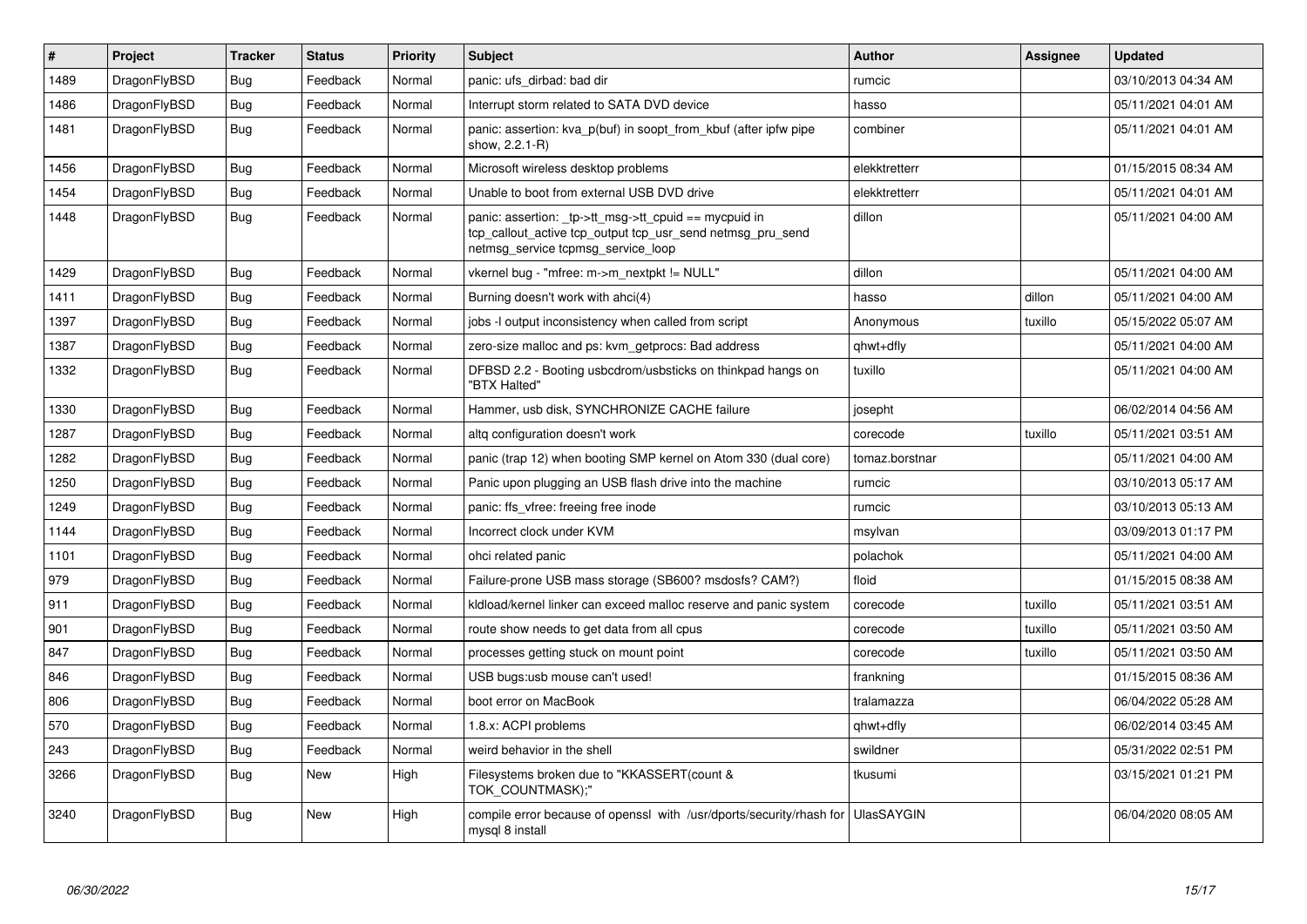| # | Project | Tracker | Status | Priority | Subject | Author | Assignee | Updated |
|---|---|---|---|---|---|---|---|---|
| 1489 | DragonFlyBSD | Bug | Feedback | Normal | panic: ufs_dirbad: bad dir | rumcic | | 03/10/2013 04:34 AM |
| 1486 | DragonFlyBSD | Bug | Feedback | Normal | Interrupt storm related to SATA DVD device | hasso | | 05/11/2021 04:01 AM |
| 1481 | DragonFlyBSD | Bug | Feedback | Normal | panic: assertion: kva_p(buf) in soopt_from_kbuf (after ipfw pipe show, 2.2.1-R) | combiner | | 05/11/2021 04:01 AM |
| 1456 | DragonFlyBSD | Bug | Feedback | Normal | Microsoft wireless desktop problems | elekktretterr | | 01/15/2015 08:34 AM |
| 1454 | DragonFlyBSD | Bug | Feedback | Normal | Unable to boot from external USB DVD drive | elekktretterr | | 05/11/2021 04:01 AM |
| 1448 | DragonFlyBSD | Bug | Feedback | Normal | panic: assertion: _tp->tt_msg->tt_cpuid == mycpuid in tcp_callout_active tcp_output tcp_usr_send netmsg_pru_send netmsg_service tcpmsg_service_loop | dillon | | 05/11/2021 04:00 AM |
| 1429 | DragonFlyBSD | Bug | Feedback | Normal | vkernel bug - "mfree: m->m_nextpkt != NULL" | dillon | | 05/11/2021 04:00 AM |
| 1411 | DragonFlyBSD | Bug | Feedback | Normal | Burning doesn't work with ahci(4) | hasso | dillon | 05/11/2021 04:00 AM |
| 1397 | DragonFlyBSD | Bug | Feedback | Normal | jobs -l output inconsistency when called from script | Anonymous | tuxillo | 05/15/2022 05:07 AM |
| 1387 | DragonFlyBSD | Bug | Feedback | Normal | zero-size malloc and ps: kvm_getprocs: Bad address | qhwt+dfly | | 05/11/2021 04:00 AM |
| 1332 | DragonFlyBSD | Bug | Feedback | Normal | DFBSD 2.2 - Booting usbcdrom/usbsticks on thinkpad hangs on "BTX Halted" | tuxillo | | 05/11/2021 04:00 AM |
| 1330 | DragonFlyBSD | Bug | Feedback | Normal | Hammer, usb disk, SYNCHRONIZE CACHE failure | josepht | | 06/02/2014 04:56 AM |
| 1287 | DragonFlyBSD | Bug | Feedback | Normal | altq configuration doesn't work | corecode | tuxillo | 05/11/2021 03:51 AM |
| 1282 | DragonFlyBSD | Bug | Feedback | Normal | panic (trap 12) when booting SMP kernel on Atom 330 (dual core) | tomaz.borstnar | | 05/11/2021 04:00 AM |
| 1250 | DragonFlyBSD | Bug | Feedback | Normal | Panic upon plugging an USB flash drive into the machine | rumcic | | 03/10/2013 05:17 AM |
| 1249 | DragonFlyBSD | Bug | Feedback | Normal | panic: ffs_vfree: freeing free inode | rumcic | | 03/10/2013 05:13 AM |
| 1144 | DragonFlyBSD | Bug | Feedback | Normal | Incorrect clock under KVM | msylvan | | 03/09/2013 01:17 PM |
| 1101 | DragonFlyBSD | Bug | Feedback | Normal | ohci related panic | polachok | | 05/11/2021 04:00 AM |
| 979 | DragonFlyBSD | Bug | Feedback | Normal | Failure-prone USB mass storage (SB600? msdosfs? CAM?) | floid | | 01/15/2015 08:38 AM |
| 911 | DragonFlyBSD | Bug | Feedback | Normal | kldload/kernel linker can exceed malloc reserve and panic system | corecode | tuxillo | 05/11/2021 03:51 AM |
| 901 | DragonFlyBSD | Bug | Feedback | Normal | route show needs to get data from all cpus | corecode | tuxillo | 05/11/2021 03:50 AM |
| 847 | DragonFlyBSD | Bug | Feedback | Normal | processes getting stuck on mount point | corecode | tuxillo | 05/11/2021 03:50 AM |
| 846 | DragonFlyBSD | Bug | Feedback | Normal | USB bugs:usb mouse can't used! | frankning | | 01/15/2015 08:36 AM |
| 806 | DragonFlyBSD | Bug | Feedback | Normal | boot error on MacBook | tralamazza | | 06/04/2022 05:28 AM |
| 570 | DragonFlyBSD | Bug | Feedback | Normal | 1.8.x: ACPI problems | qhwt+dfly | | 06/02/2014 03:45 AM |
| 243 | DragonFlyBSD | Bug | Feedback | Normal | weird behavior in the shell | swildner | | 05/31/2022 02:51 PM |
| 3266 | DragonFlyBSD | Bug | New | High | Filesystems broken due to "KKASSERT(count & TOK_COUNTMASK);" | tkusumi | | 03/15/2021 01:21 PM |
| 3240 | DragonFlyBSD | Bug | New | High | compile error because of openssl with /usr/dports/security/rhash for mysql 8 install | UlasSAYGIN | | 06/04/2020 08:05 AM |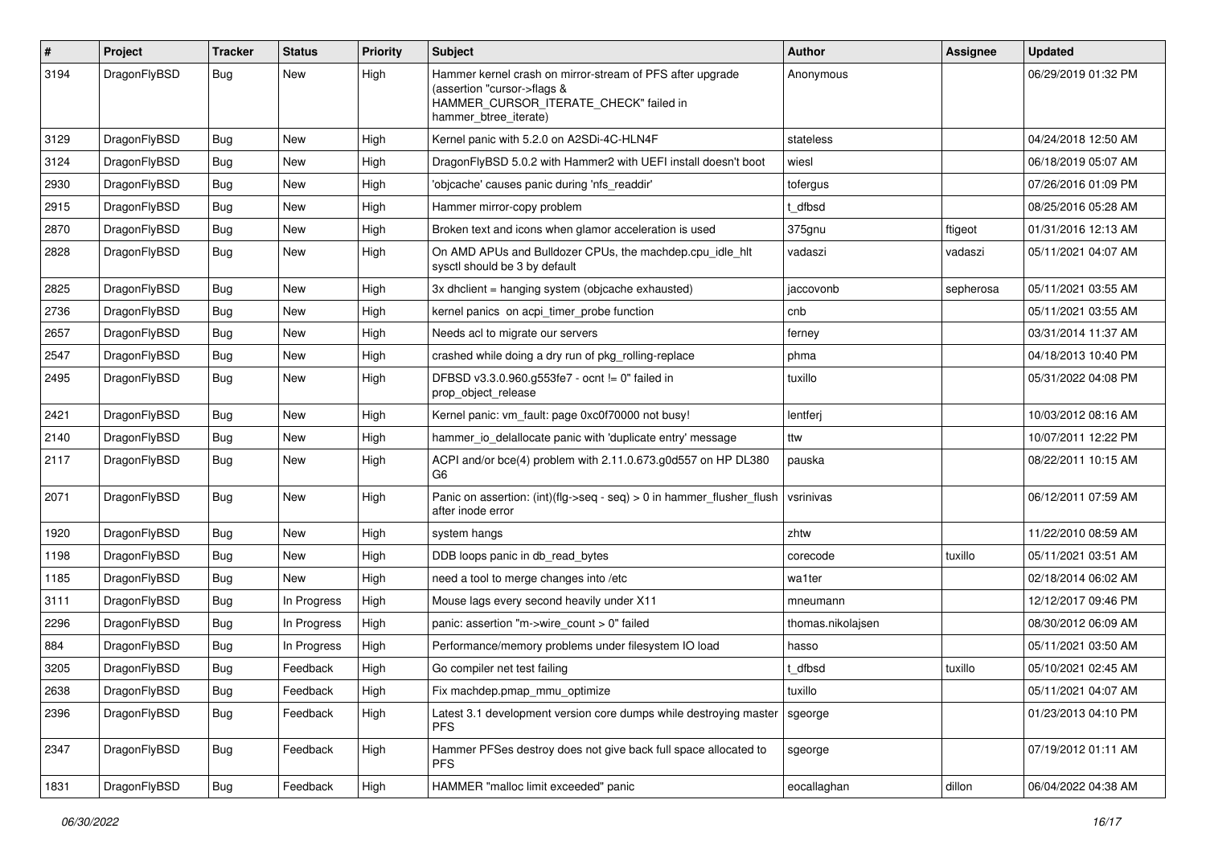| # | Project | Tracker | Status | Priority | Subject | Author | Assignee | Updated |
|---|---|---|---|---|---|---|---|---|
| 3194 | DragonFlyBSD | Bug | New | High | Hammer kernel crash on mirror-stream of PFS after upgrade (assertion "cursor->flags & HAMMER_CURSOR_ITERATE_CHECK" failed in hammer_btree_iterate) | Anonymous | | 06/29/2019 01:32 PM |
| 3129 | DragonFlyBSD | Bug | New | High | Kernel panic with 5.2.0 on A2SDi-4C-HLN4F | stateless | | 04/24/2018 12:50 AM |
| 3124 | DragonFlyBSD | Bug | New | High | DragonFlyBSD 5.0.2 with Hammer2 with UEFI install doesn't boot | wiesl | | 06/18/2019 05:07 AM |
| 2930 | DragonFlyBSD | Bug | New | High | 'objcache' causes panic during 'nfs_readdir' | tofergus | | 07/26/2016 01:09 PM |
| 2915 | DragonFlyBSD | Bug | New | High | Hammer mirror-copy problem | t_dfbsd | | 08/25/2016 05:28 AM |
| 2870 | DragonFlyBSD | Bug | New | High | Broken text and icons when glamor acceleration is used | 375gnu | ftigeot | 01/31/2016 12:13 AM |
| 2828 | DragonFlyBSD | Bug | New | High | On AMD APUs and Bulldozer CPUs, the machdep.cpu_idle_hlt sysctl should be 3 by default | vadaszi | vadaszi | 05/11/2021 04:07 AM |
| 2825 | DragonFlyBSD | Bug | New | High | 3x dhclient = hanging system (objcache exhausted) | jaccovonb | sepherosa | 05/11/2021 03:55 AM |
| 2736 | DragonFlyBSD | Bug | New | High | kernel panics on acpi_timer_probe function | cnb | | 05/11/2021 03:55 AM |
| 2657 | DragonFlyBSD | Bug | New | High | Needs acl to migrate our servers | ferney | | 03/31/2014 11:37 AM |
| 2547 | DragonFlyBSD | Bug | New | High | crashed while doing a dry run of pkg_rolling-replace | phma | | 04/18/2013 10:40 PM |
| 2495 | DragonFlyBSD | Bug | New | High | DFBSD v3.3.0.960.g553fe7 - ocnt != 0" failed in prop_object_release | tuxillo | | 05/31/2022 04:08 PM |
| 2421 | DragonFlyBSD | Bug | New | High | Kernel panic: vm_fault: page 0xc0f70000 not busy! | lentferj | | 10/03/2012 08:16 AM |
| 2140 | DragonFlyBSD | Bug | New | High | hammer_io_delallocate panic with 'duplicate entry' message | ttw | | 10/07/2011 12:22 PM |
| 2117 | DragonFlyBSD | Bug | New | High | ACPI and/or bce(4) problem with 2.11.0.673.g0d557 on HP DL380 G6 | pauska | | 08/22/2011 10:15 AM |
| 2071 | DragonFlyBSD | Bug | New | High | Panic on assertion: (int)(flg->seq - seq) > 0 in hammer_flusher_flush after inode error | vsrinivas | | 06/12/2011 07:59 AM |
| 1920 | DragonFlyBSD | Bug | New | High | system hangs | zhtw | | 11/22/2010 08:59 AM |
| 1198 | DragonFlyBSD | Bug | New | High | DDB loops panic in db_read_bytes | corecode | tuxillo | 05/11/2021 03:51 AM |
| 1185 | DragonFlyBSD | Bug | New | High | need a tool to merge changes into /etc | wa1ter | | 02/18/2014 06:02 AM |
| 3111 | DragonFlyBSD | Bug | In Progress | High | Mouse lags every second heavily under X11 | mneumann | | 12/12/2017 09:46 PM |
| 2296 | DragonFlyBSD | Bug | In Progress | High | panic: assertion "m->wire_count > 0" failed | thomas.nikolajsen | | 08/30/2012 06:09 AM |
| 884 | DragonFlyBSD | Bug | In Progress | High | Performance/memory problems under filesystem IO load | hasso | | 05/11/2021 03:50 AM |
| 3205 | DragonFlyBSD | Bug | Feedback | High | Go compiler net test failing | t_dfbsd | tuxillo | 05/10/2021 02:45 AM |
| 2638 | DragonFlyBSD | Bug | Feedback | High | Fix machdep.pmap_mmu_optimize | tuxillo | | 05/11/2021 04:07 AM |
| 2396 | DragonFlyBSD | Bug | Feedback | High | Latest 3.1 development version core dumps while destroying master PFS | sgeorge | | 01/23/2013 04:10 PM |
| 2347 | DragonFlyBSD | Bug | Feedback | High | Hammer PFSes destroy does not give back full space allocated to PFS | sgeorge | | 07/19/2012 01:11 AM |
| 1831 | DragonFlyBSD | Bug | Feedback | High | HAMMER "malloc limit exceeded" panic | eocallaghan | dillon | 06/04/2022 04:38 AM |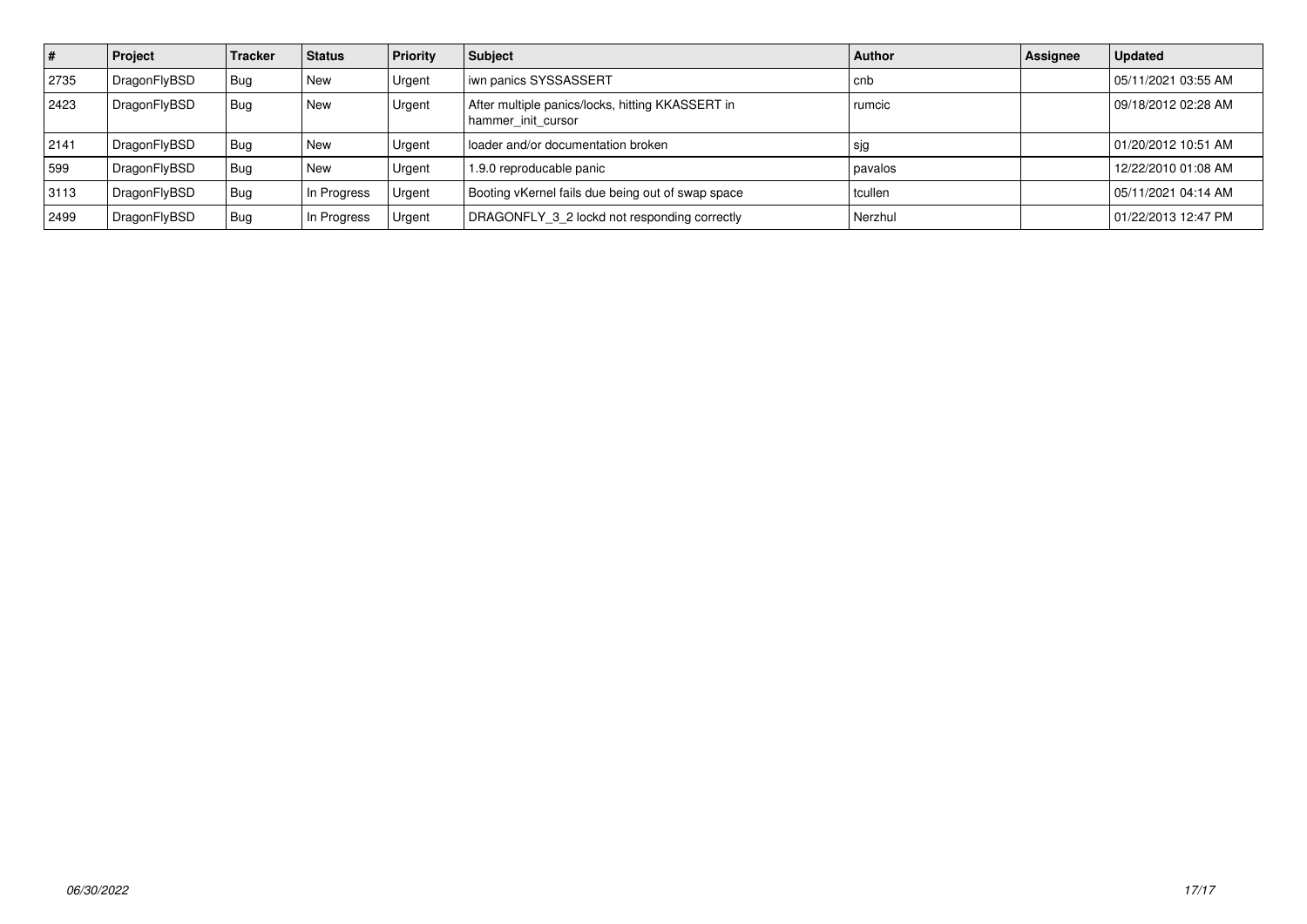| # | Project | Tracker | Status | Priority | Subject | Author | Assignee | Updated |
|---|---|---|---|---|---|---|---|---|
| 2735 | DragonFlyBSD | Bug | New | Urgent | iwn panics SYSSASSERT | cnb | | 05/11/2021 03:55 AM |
| 2423 | DragonFlyBSD | Bug | New | Urgent | After multiple panics/locks, hitting KKASSERT in hammer_init_cursor | rumcic | | 09/18/2012 02:28 AM |
| 2141 | DragonFlyBSD | Bug | New | Urgent | loader and/or documentation broken | sjg | | 01/20/2012 10:51 AM |
| 599 | DragonFlyBSD | Bug | New | Urgent | 1.9.0 reproducable panic | pavalos | | 12/22/2010 01:08 AM |
| 3113 | DragonFlyBSD | Bug | In Progress | Urgent | Booting vKernel fails due being out of swap space | tcullen | | 05/11/2021 04:14 AM |
| 2499 | DragonFlyBSD | Bug | In Progress | Urgent | DRAGONFLY_3_2 lockd not responding correctly | Nerzhul | | 01/22/2013 12:47 PM |